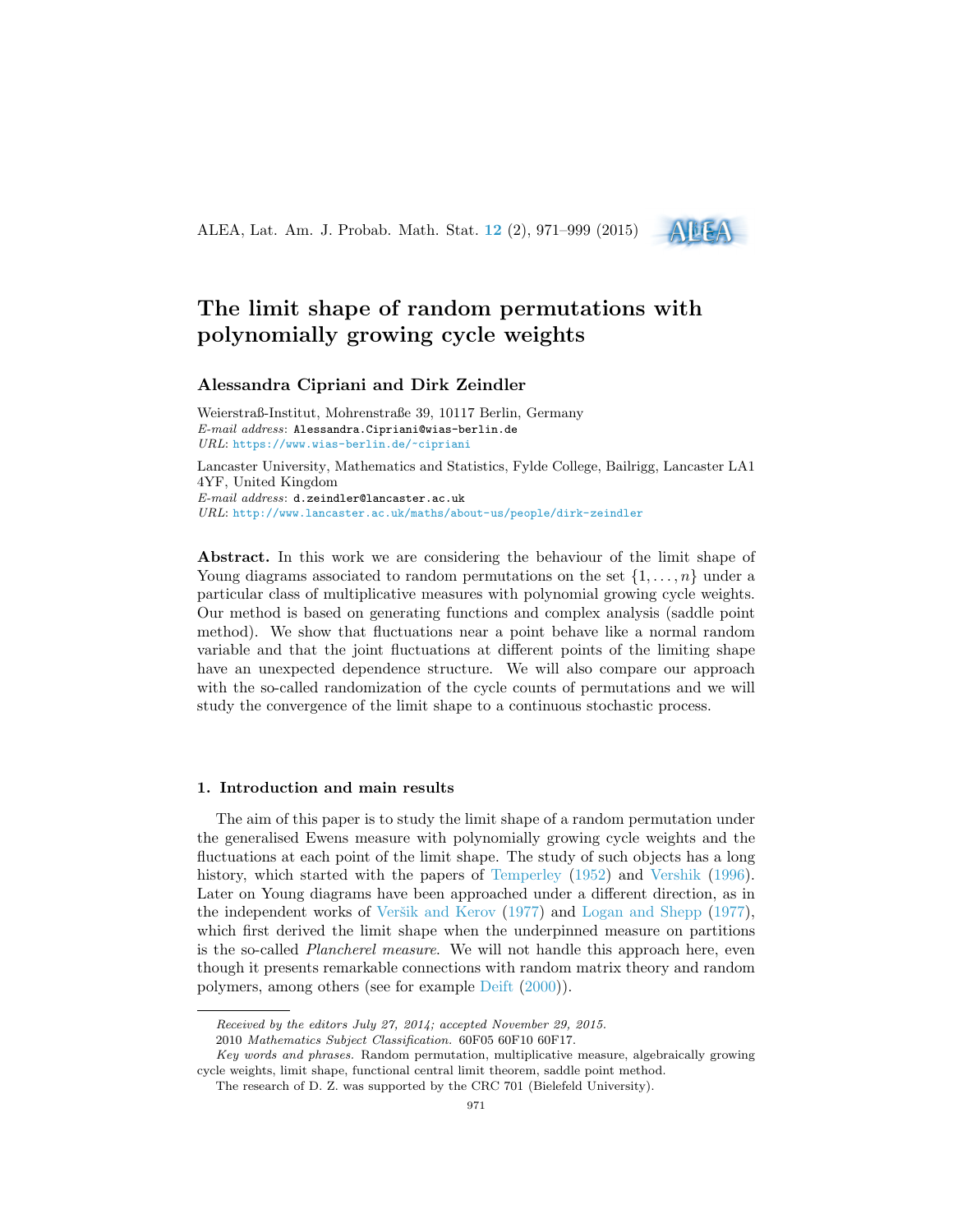# The limit shape of random permutations with polynomially growing cycle weights

**Alessandra Cipriani and Dirk Zeindler**

Weierstraß-Institut, Mohrenstraße 39, 10117 Berlin, Germany
*E-mail address*: Alessandra.Cipriani@wias-berlin.de
*URL*: https://www.wias-berlin.de/~cipriani

Lancaster University, Mathematics and Statistics, Fylde College, Bailrigg, Lancaster LA1 4YF, United Kingdom
*E-mail address*: d.zeindler@lancaster.ac.uk
*URL*: http://www.lancaster.ac.uk/maths/about-us/people/dirk-zeindler

**Abstract.** In this work we are considering the behaviour of the limit shape of Young diagrams associated to random permutations on the set $\{1,\ldots,n\}$ under a particular class of multiplicative measures with polynomial growing cycle weights. Our method is based on generating functions and complex analysis (saddle point method). We show that fluctuations near a point behave like a normal random variable and that the joint fluctuations at different points of the limiting shape have an unexpected dependence structure. We will also compare our approach with the so-called randomization of the cycle counts of permutations and we will study the convergence of the limit shape to a continuous stochastic process.

## 1. Introduction and main results

The aim of this paper is to study the limit shape of a random permutation under the generalised Ewens measure with polynomially growing cycle weights and the fluctuations at each point of the limit shape. The study of such objects has a long history, which started with the papers of Temperley (1952) and Vershik (1996). Later on Young diagrams have been approached under a different direction, as in the independent works of Veršik and Kerov (1977) and Logan and Shepp (1977), which first derived the limit shape when the underpinned measure on partitions is the so-called *Plancherel measure*. We will not handle this approach here, even though it presents remarkable connections with random matrix theory and random polymers, among others (see for example Deift (2000)).

---

*Received by the editors July 27, 2014; accepted November 29, 2015.*

2010 *Mathematics Subject Classification.* 60F05 60F10 60F17.

*Key words and phrases.* Random permutation, multiplicative measure, algebraically growing cycle weights, limit shape, functional central limit theorem, saddle point method.

The research of D. Z. was supported by the CRC 701 (Bielefeld University).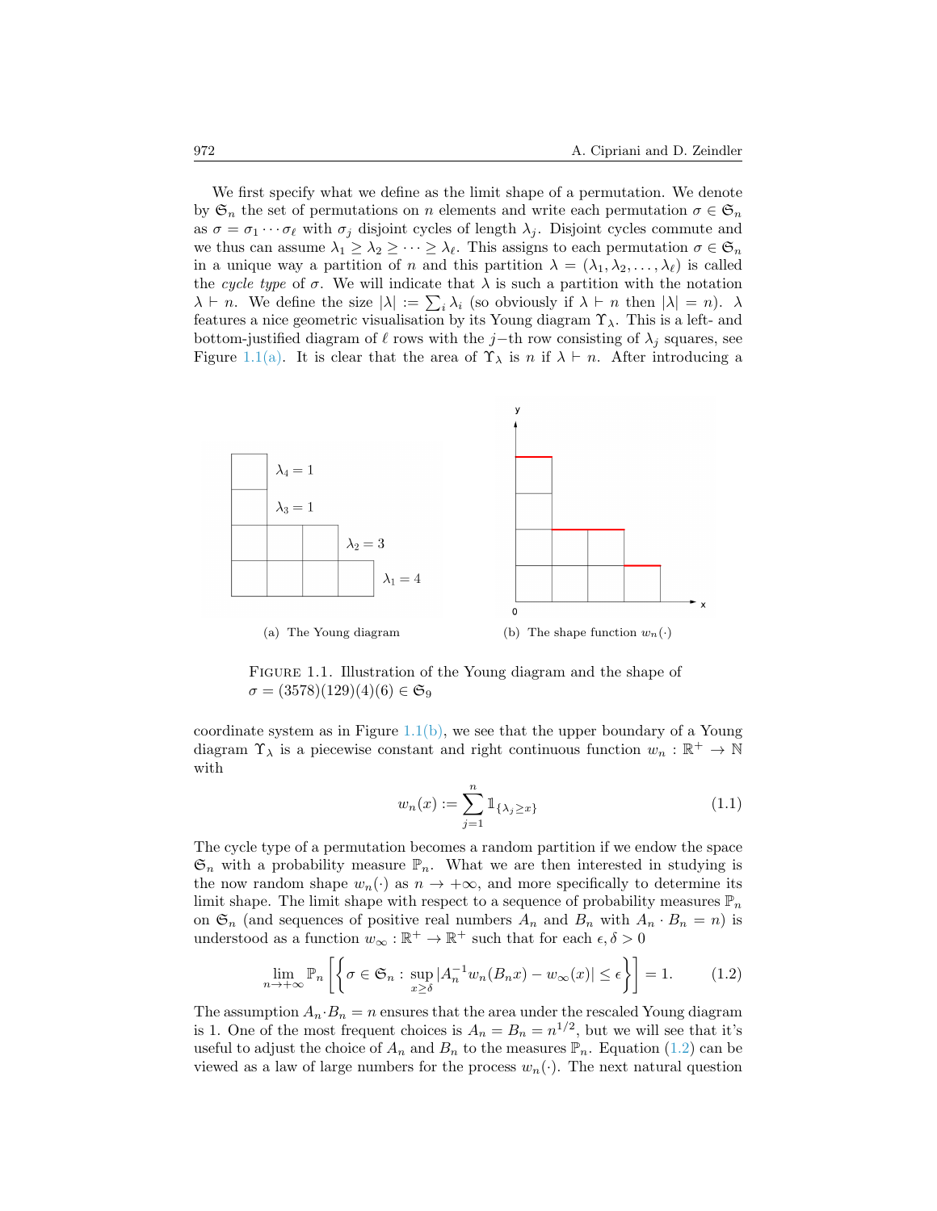We first specify what we define as the limit shape of a permutation. We denote by $\mathfrak{S}_n$ the set of permutations on $n$ elements and write each permutation $\sigma \in \mathfrak{S}_n$ as $\sigma = \sigma_1 \cdots \sigma_\ell$ with $\sigma_j$ disjoint cycles of length $\lambda_j$. Disjoint cycles commute and we thus can assume $\lambda_1 \geq \lambda_2 \geq \cdots \geq \lambda_\ell$. This assigns to each permutation $\sigma \in \mathfrak{S}_n$ in a unique way a partition of $n$ and this partition $\lambda = (\lambda_1, \lambda_2, \ldots, \lambda_\ell)$ is called the *cycle type* of $\sigma$. We will indicate that $\lambda$ is such a partition with the notation $\lambda \vdash n$. We define the size $|\lambda| := \sum_i \lambda_i$ (so obviously if $\lambda \vdash n$ then $|\lambda| = n$). $\lambda$ features a nice geometric visualisation by its Young diagram $\Upsilon_\lambda$. This is a left- and bottom-justified diagram of $\ell$ rows with the $j-$th row consisting of $\lambda_j$ squares, see Figure 1.1(a). It is clear that the area of $\Upsilon_\lambda$ is $n$ if $\lambda \vdash n$. After introducing a coordinate system as in Figure 1.1(b), we see that the upper boundary of a Young diagram $\Upsilon_\lambda$ is a piecewise constant and right continuous function $w_n : \mathbb{R}^+ \to \mathbb{N}$ with

(a) The Young diagram

(b) The shape function $w_n(\cdot)$

FIGURE 1.1. Illustration of the Young diagram and the shape of $\sigma = (3578)(129)(4)(6) \in \mathfrak{S}_9$

$$w_n(x) := \sum_{j=1}^{n} \mathbb{1}_{\{\lambda_j \geq x\}} \tag{1.1}$$

The cycle type of a permutation becomes a random partition if we endow the space $\mathfrak{S}_n$ with a probability measure $\mathbb{P}_n$. What we are then interested in studying is the now random shape $w_n(\cdot)$ as $n \to +\infty$, and more specifically to determine its limit shape. The limit shape with respect to a sequence of probability measures $\mathbb{P}_n$ on $\mathfrak{S}_n$ (and sequences of positive real numbers $A_n$ and $B_n$ with $A_n \cdot B_n = n$) is understood as a function $w_\infty : \mathbb{R}^+ \to \mathbb{R}^+$ such that for each $\epsilon, \delta > 0$

$$\lim_{n \to +\infty} \mathbb{P}_n \left[ \left\{ \sigma \in \mathfrak{S}_n : \sup_{x \geq \delta} |A_n^{-1} w_n(B_n x) - w_\infty(x)| \leq \epsilon \right\} \right] = 1. \tag{1.2}$$

The assumption $A_n \cdot B_n = n$ ensures that the area under the rescaled Young diagram is 1. One of the most frequent choices is $A_n = B_n = n^{1/2}$, but we will see that it's useful to adjust the choice of $A_n$ and $B_n$ to the measures $\mathbb{P}_n$. Equation (1.2) can be viewed as a law of large numbers for the process $w_n(\cdot)$. The next natural question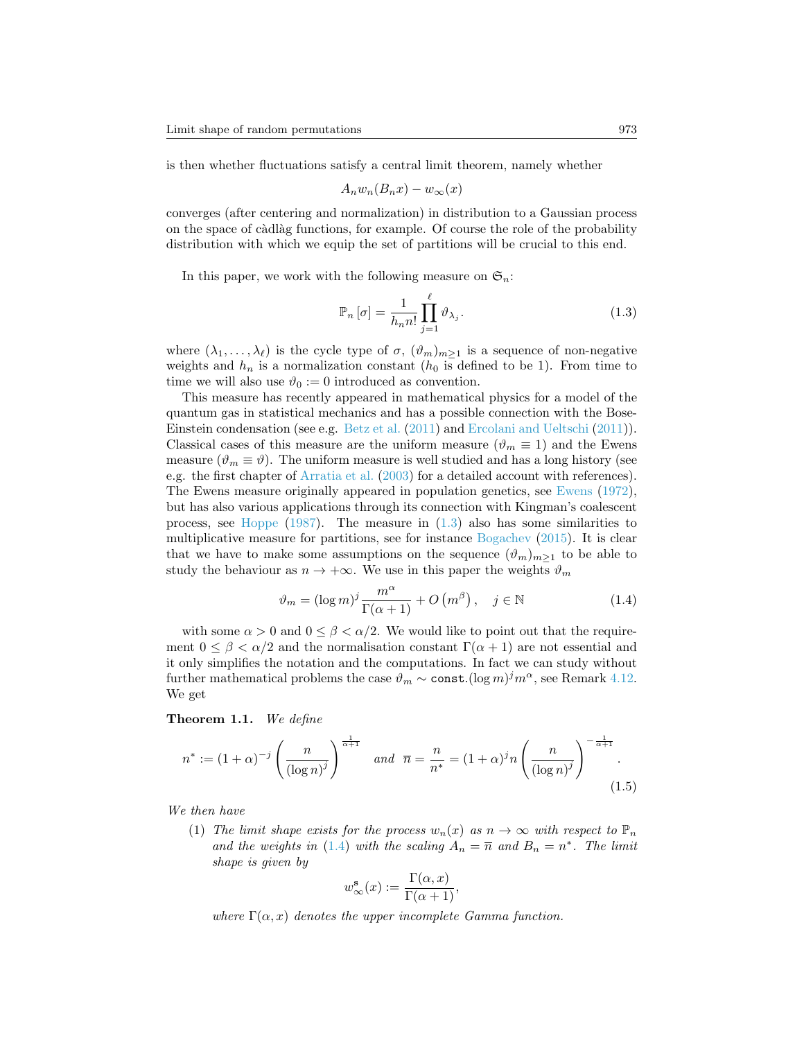is then whether fluctuations satisfy a central limit theorem, namely whether

$$A_n w_n(B_n x) - w_\infty(x)$$

converges (after centering and normalization) in distribution to a Gaussian process on the space of càdlàg functions, for example. Of course the role of the probability distribution with which we equip the set of partitions will be crucial to this end.

In this paper, we work with the following measure on $\mathfrak{S}_n$:

$$\mathbb{P}_n[\sigma] = \frac{1}{h_n n!} \prod_{j=1}^{\ell} \vartheta_{\lambda_j}. \tag{1.3}$$

where $(\lambda_1, \ldots, \lambda_\ell)$ is the cycle type of $\sigma$, $(\vartheta_m)_{m\geq 1}$ is a sequence of non-negative weights and $h_n$ is a normalization constant ($h_0$ is defined to be 1). From time to time we will also use $\vartheta_0 := 0$ introduced as convention.

This measure has recently appeared in mathematical physics for a model of the quantum gas in statistical mechanics and has a possible connection with the Bose-Einstein condensation (see e.g. Betz et al. (2011) and Ercolani and Ueltschi (2011)). Classical cases of this measure are the uniform measure ($\vartheta_m \equiv 1$) and the Ewens measure ($\vartheta_m \equiv \vartheta$). The uniform measure is well studied and has a long history (see e.g. the first chapter of Arratia et al. (2003) for a detailed account with references). The Ewens measure originally appeared in population genetics, see Ewens (1972), but has also various applications through its connection with Kingman's coalescent process, see Hoppe (1987). The measure in (1.3) also has some similarities to multiplicative measure for partitions, see for instance Bogachev (2015). It is clear that we have to make some assumptions on the sequence $(\vartheta_m)_{m\geq 1}$ to be able to study the behaviour as $n \to +\infty$. We use in this paper the weights $\vartheta_m$

$$\vartheta_m = (\log m)^j \frac{m^\alpha}{\Gamma(\alpha+1)} + O\left(m^\beta\right), \quad j \in \mathbb{N} \tag{1.4}$$

with some $\alpha > 0$ and $0 \leq \beta < \alpha/2$. We would like to point out that the requirement $0 \leq \beta < \alpha/2$ and the normalisation constant $\Gamma(\alpha+1)$ are not essential and it only simplifies the notation and the computations. In fact we can study without further mathematical problems the case $\vartheta_m \sim \texttt{const.}(\log m)^j m^\alpha$, see Remark 4.12. We get

**Theorem 1.1.** *We define*

$$n^* := (1+\alpha)^{-j} \left(\frac{n}{(\log n)^j}\right)^{\frac{1}{\alpha+1}} \quad \text{and} \quad \overline{n} = \frac{n}{n^*} = (1+\alpha)^j n \left(\frac{n}{(\log n)^j}\right)^{-\frac{1}{\alpha+1}}. \tag{1.5}$$

*We then have*

(1) *The limit shape exists for the process $w_n(x)$ as $n \to \infty$ with respect to $\mathbb{P}_n$ and the weights in (1.4) with the scaling $A_n = \overline{n}$ and $B_n = n^*$. The limit shape is given by*

$$w_\infty^{\mathbf{s}}(x) := \frac{\Gamma(\alpha, x)}{\Gamma(\alpha+1)},$$

*where $\Gamma(\alpha, x)$ denotes the upper incomplete Gamma function.*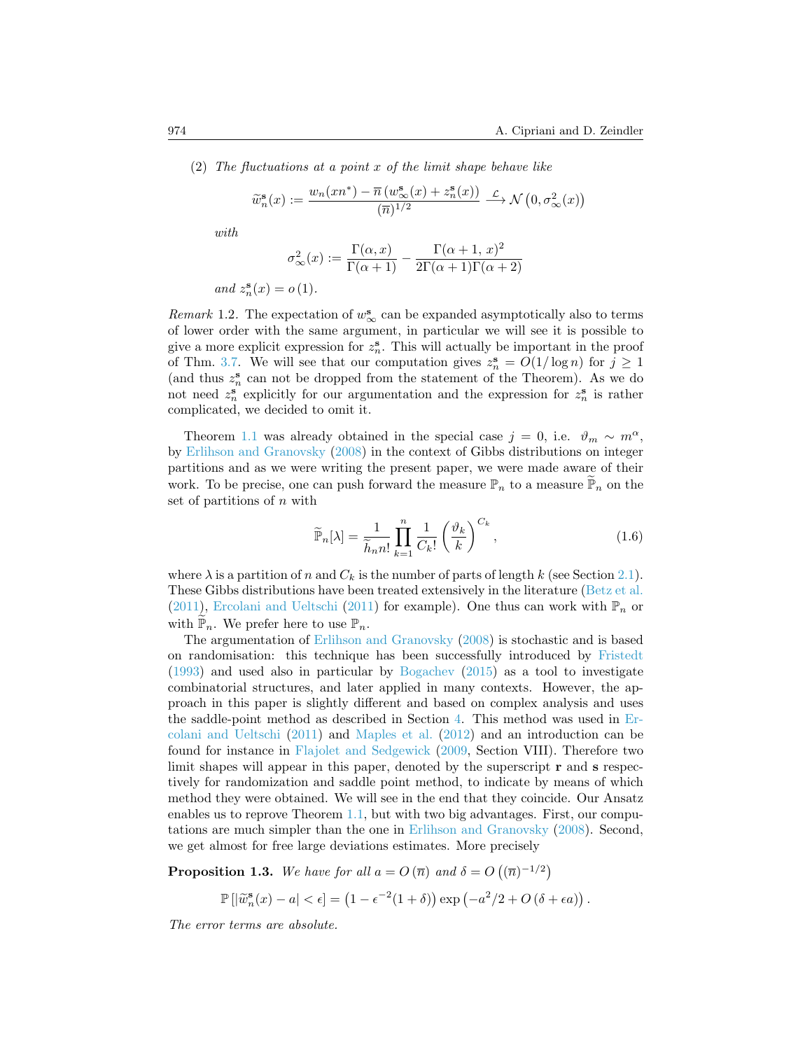(2) *The fluctuations at a point $x$ of the limit shape behave like*

$$\widetilde{w}_n^{\mathbf{s}}(x) := \frac{w_n(xn^*) - \overline{n}\left(w_\infty^{\mathbf{s}}(x) + z_n^{\mathbf{s}}(x)\right)}{(\overline{n})^{1/2}} \xrightarrow{\mathcal{L}} \mathcal{N}\left(0, \sigma_\infty^2(x)\right)$$

*with*

$$\sigma_\infty^2(x) := \frac{\Gamma(\alpha, x)}{\Gamma(\alpha+1)} - \frac{\Gamma(\alpha+1, x)^2}{2\Gamma(\alpha+1)\Gamma(\alpha+2)}$$

*and* $z_n^{\mathbf{s}}(x) = o(1)$.

*Remark* 1.2. The expectation of $w_\infty^{\mathbf{s}}$ can be expanded asymptotically also to terms of lower order with the same argument, in particular we will see it is possible to give a more explicit expression for $z_n^{\mathbf{s}}$. This will actually be important in the proof of Thm. 3.7. We will see that our computation gives $z_n^{\mathbf{s}} = O(1/\log n)$ for $j \geq 1$ (and thus $z_n^{\mathbf{s}}$ can not be dropped from the statement of the Theorem). As we do not need $z_n^{\mathbf{s}}$ explicitly for our argumentation and the expression for $z_n^{\mathbf{s}}$ is rather complicated, we decided to omit it.

Theorem 1.1 was already obtained in the special case $j = 0$, i.e. $\vartheta_m \sim m^\alpha$, by Erlihson and Granovsky (2008) in the context of Gibbs distributions on integer partitions and as we were writing the present paper, we were made aware of their work. To be precise, one can push forward the measure $\mathbb{P}_n$ to a measure $\widetilde{\mathbb{P}}_n$ on the set of partitions of $n$ with

$$\widetilde{\mathbb{P}}_n[\lambda] = \frac{1}{\widetilde{h}_n n!} \prod_{k=1}^{n} \frac{1}{C_k!} \left(\frac{\vartheta_k}{k}\right)^{C_k}, \tag{1.6}$$

where $\lambda$ is a partition of $n$ and $C_k$ is the number of parts of length $k$ (see Section 2.1). These Gibbs distributions have been treated extensively in the literature (Betz et al. (2011), Ercolani and Ueltschi (2011) for example). One thus can work with $\mathbb{P}_n$ or with $\widetilde{\mathbb{P}}_n$. We prefer here to use $\mathbb{P}_n$.

The argumentation of Erlihson and Granovsky (2008) is stochastic and is based on randomisation: this technique has been successfully introduced by Fristedt (1993) and used also in particular by Bogachev (2015) as a tool to investigate combinatorial structures, and later applied in many contexts. However, the approach in this paper is slightly different and based on complex analysis and uses the saddle-point method as described in Section 4. This method was used in Ercolani and Ueltschi (2011) and Maples et al. (2012) and an introduction can be found for instance in Flajolet and Sedgewick (2009, Section VIII). Therefore two limit shapes will appear in this paper, denoted by the superscript $\mathbf{r}$ and $\mathbf{s}$ respectively for randomization and saddle point method, to indicate by means of which method they were obtained. We will see in the end that they coincide. Our Ansatz enables us to reprove Theorem 1.1, but with two big advantages. First, our computations are much simpler than the one in Erlihson and Granovsky (2008). Second, we get almost for free large deviations estimates. More precisely

**Proposition 1.3.** *We have for all $a = O(\overline{n})$ and $\delta = O\left((\overline{n})^{-1/2}\right)$*

$$\mathbb{P}\left[|\widetilde{w}_n^{\mathbf{s}}(x) - a| < \epsilon\right] = \left(1 - \epsilon^{-2}(1+\delta)\right) \exp\left(-a^2/2 + O\left(\delta + \epsilon a\right)\right).$$

*The error terms are absolute.*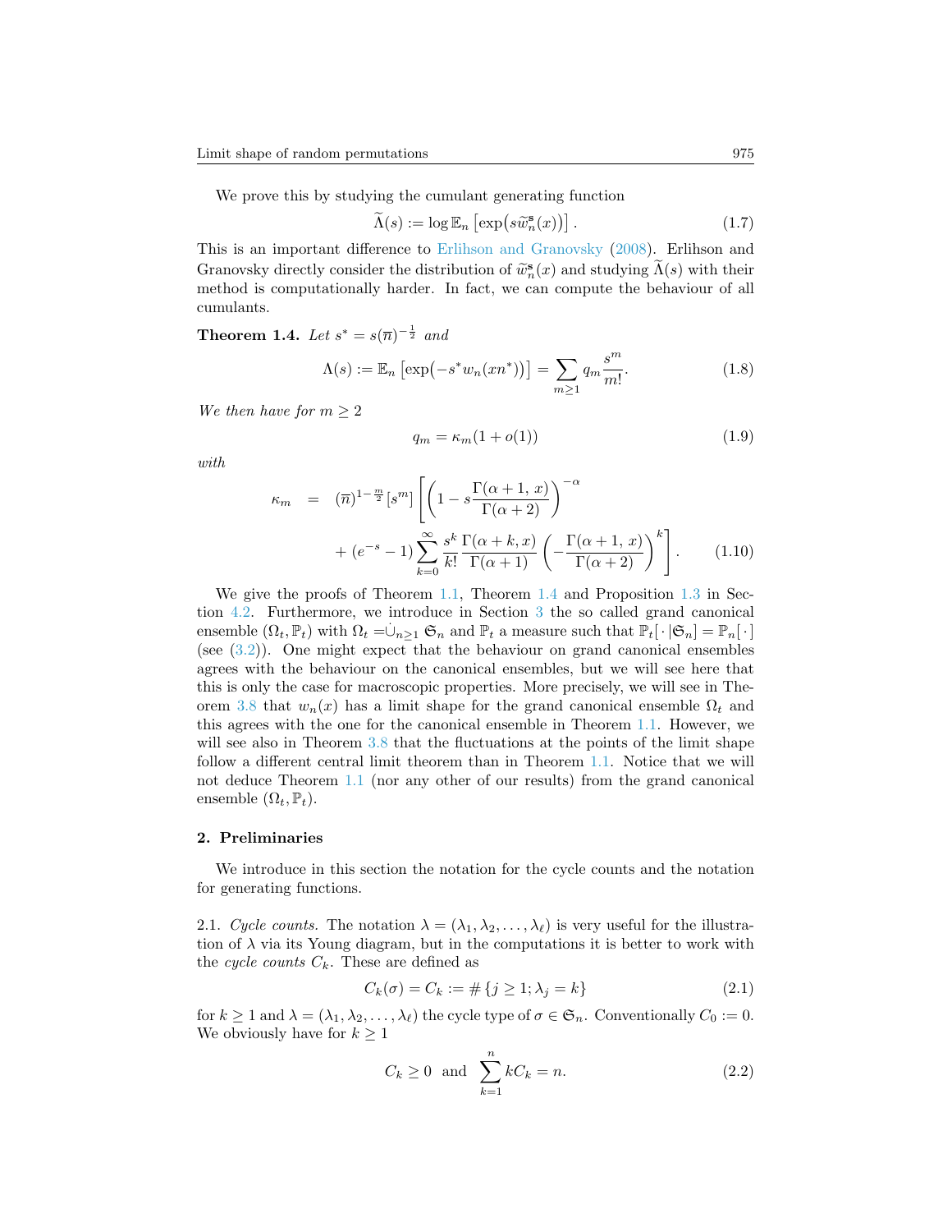We prove this by studying the cumulant generating function

$$\widetilde{\Lambda}(s) := \log \mathbb{E}_n \left[\exp\bigl(s \widetilde{w}_n^{\mathbf{s}}(x)\bigr)\right]. \tag{1.7}$$

This is an important difference to Erlihson and Granovsky (2008). Erlihson and Granovsky directly consider the distribution of $\widetilde{w}_n^{\mathbf{s}}(x)$ and studying $\widetilde{\Lambda}(s)$ with their method is computationally harder. In fact, we can compute the behaviour of all cumulants.

**Theorem 1.4.** *Let $s^* = s(\overline{n})^{-\frac{1}{2}}$ and*

$$\Lambda(s) := \mathbb{E}_n \left[\exp\bigl(-s^* w_n(xn^*)\bigr)\right] = \sum_{m \geq 1} q_m \frac{s^m}{m!}. \tag{1.8}$$

*We then have for $m \geq 2$*

$$q_m = \kappa_m (1 + o(1)) \tag{1.9}$$

*with*

$$\begin{aligned} \kappa_m \;\; = \;\; & (\overline{n})^{1-\frac{m}{2}} [s^m] \left[ \left(1 - s\frac{\Gamma(\alpha+1,\, x)}{\Gamma(\alpha+2)}\right)^{-\alpha} \right. \\ & \left. + (e^{-s} - 1) \sum_{k=0}^{\infty} \frac{s^k}{k!} \frac{\Gamma(\alpha+k, x)}{\Gamma(\alpha+1)} \left(-\frac{\Gamma(\alpha+1,\, x)}{\Gamma(\alpha+2)}\right)^k \right]. \end{aligned} \tag{1.10}$$

We give the proofs of Theorem 1.1, Theorem 1.4 and Proposition 1.3 in Section 4.2. Furthermore, we introduce in Section 3 the so called grand canonical ensemble $(\Omega_t, \mathbb{P}_t)$ with $\Omega_t = \dot\cup_{n \geq 1} \mathfrak{S}_n$ and $\mathbb{P}_t$ a measure such that $\mathbb{P}_t[\,\cdot\,|\mathfrak{S}_n] = \mathbb{P}_n[\,\cdot\,]$ (see (3.2)). One might expect that the behaviour on grand canonical ensembles agrees with the behaviour on the canonical ensembles, but we will see here that this is only the case for macroscopic properties. More precisely, we will see in Theorem 3.8 that $w_n(x)$ has a limit shape for the grand canonical ensemble $\Omega_t$ and this agrees with the one for the canonical ensemble in Theorem 1.1. However, we will see also in Theorem 3.8 that the fluctuations at the points of the limit shape follow a different central limit theorem than in Theorem 1.1. Notice that we will not deduce Theorem 1.1 (nor any other of our results) from the grand canonical ensemble $(\Omega_t, \mathbb{P}_t)$.

## 2. Preliminaries

We introduce in this section the notation for the cycle counts and the notation for generating functions.

2.1. *Cycle counts.* The notation $\lambda = (\lambda_1, \lambda_2, \ldots, \lambda_\ell)$ is very useful for the illustration of $\lambda$ via its Young diagram, but in the computations it is better to work with the *cycle counts* $C_k$. These are defined as

$$C_k(\sigma) = C_k := \#\left\{j \geq 1; \lambda_j = k\right\} \tag{2.1}$$

for $k \geq 1$ and $\lambda = (\lambda_1, \lambda_2, \ldots, \lambda_\ell)$ the cycle type of $\sigma \in \mathfrak{S}_n$. Conventionally $C_0 := 0$. We obviously have for $k \geq 1$

$$C_k \geq 0 \quad \text{and} \quad \sum_{k=1}^{n} k C_k = n. \tag{2.2}$$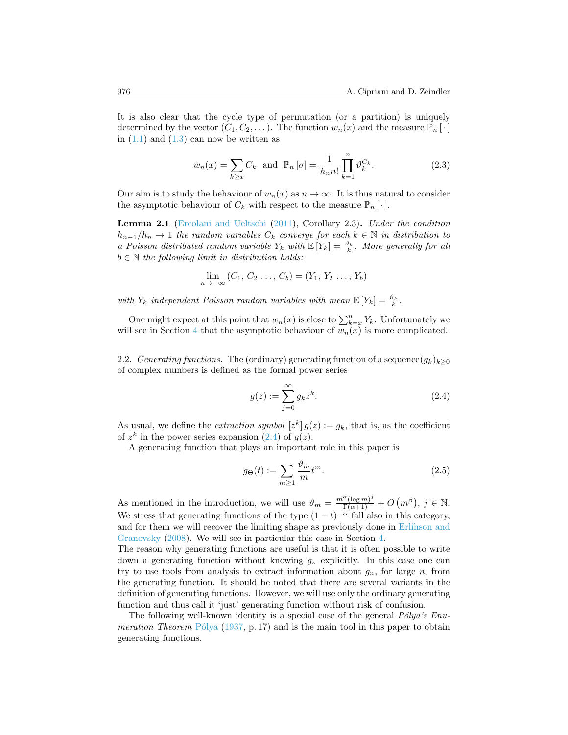It is also clear that the cycle type of permutation (or a partition) is uniquely determined by the vector $(C_1, C_2, \dots)$. The function $w_n(x)$ and the measure $\mathbb{P}_n[\cdot]$ in (1.1) and (1.3) can now be written as

$$w_n(x) = \sum_{k \geq x} C_k \quad \text{and} \quad \mathbb{P}_n[\sigma] = \frac{1}{h_n n!} \prod_{k=1}^{n} \vartheta_k^{C_k}. \tag{2.3}$$

Our aim is to study the behaviour of $w_n(x)$ as $n \to \infty$. It is thus natural to consider the asymptotic behaviour of $C_k$ with respect to the measure $\mathbb{P}_n[\cdot]$.

**Lemma 2.1** (Ercolani and Ueltschi (2011), Corollary 2.3)**.** *Under the condition $h_{n-1}/h_n \to 1$ the random variables $C_k$ converge for each $k \in \mathbb{N}$ in distribution to a Poisson distributed random variable $Y_k$ with $\mathbb{E}[Y_k] = \frac{\vartheta_k}{k}$. More generally for all $b \in \mathbb{N}$ the following limit in distribution holds:*

$$\lim_{n \to +\infty} (C_1, C_2 \dots, C_b) = (Y_1, Y_2 \dots, Y_b)$$

*with $Y_k$ independent Poisson random variables with mean $\mathbb{E}[Y_k] = \frac{\vartheta_k}{k}$.*

One might expect at this point that $w_n(x)$ is close to $\sum_{k=x}^{n} Y_k$. Unfortunately we will see in Section 4 that the asymptotic behaviour of $w_n(x)$ is more complicated.

2.2. *Generating functions.* The (ordinary) generating function of a sequence $(g_k)_{k \geq 0}$ of complex numbers is defined as the formal power series

$$g(z) := \sum_{j=0}^{\infty} g_k z^k. \tag{2.4}$$

As usual, we define the *extraction symbol* $[z^k]\, g(z) := g_k$, that is, as the coefficient of $z^k$ in the power series expansion (2.4) of $g(z)$.

A generating function that plays an important role in this paper is

$$g_\Theta(t) := \sum_{m \geq 1} \frac{\vartheta_m}{m} t^m. \tag{2.5}$$

As mentioned in the introduction, we will use $\vartheta_m = \frac{m^\alpha (\log m)^j}{\Gamma(\alpha+1)} + O(m^\beta)$, $j \in \mathbb{N}$. We stress that generating functions of the type $(1-t)^{-\alpha}$ fall also in this category, and for them we will recover the limiting shape as previously done in Erlihson and Granovsky (2008). We will see in particular this case in Section 4.
The reason why generating functions are useful is that it is often possible to write down a generating function without knowing $g_n$ explicitly. In this case one can try to use tools from analysis to extract information about $g_n$, for large $n$, from the generating function. It should be noted that there are several variants in the definition of generating functions. However, we will use only the ordinary generating function and thus call it 'just' generating function without risk of confusion.

The following well-known identity is a special case of the general *Pólya's Enumeration Theorem* Pólya (1937, p. 17) and is the main tool in this paper to obtain generating functions.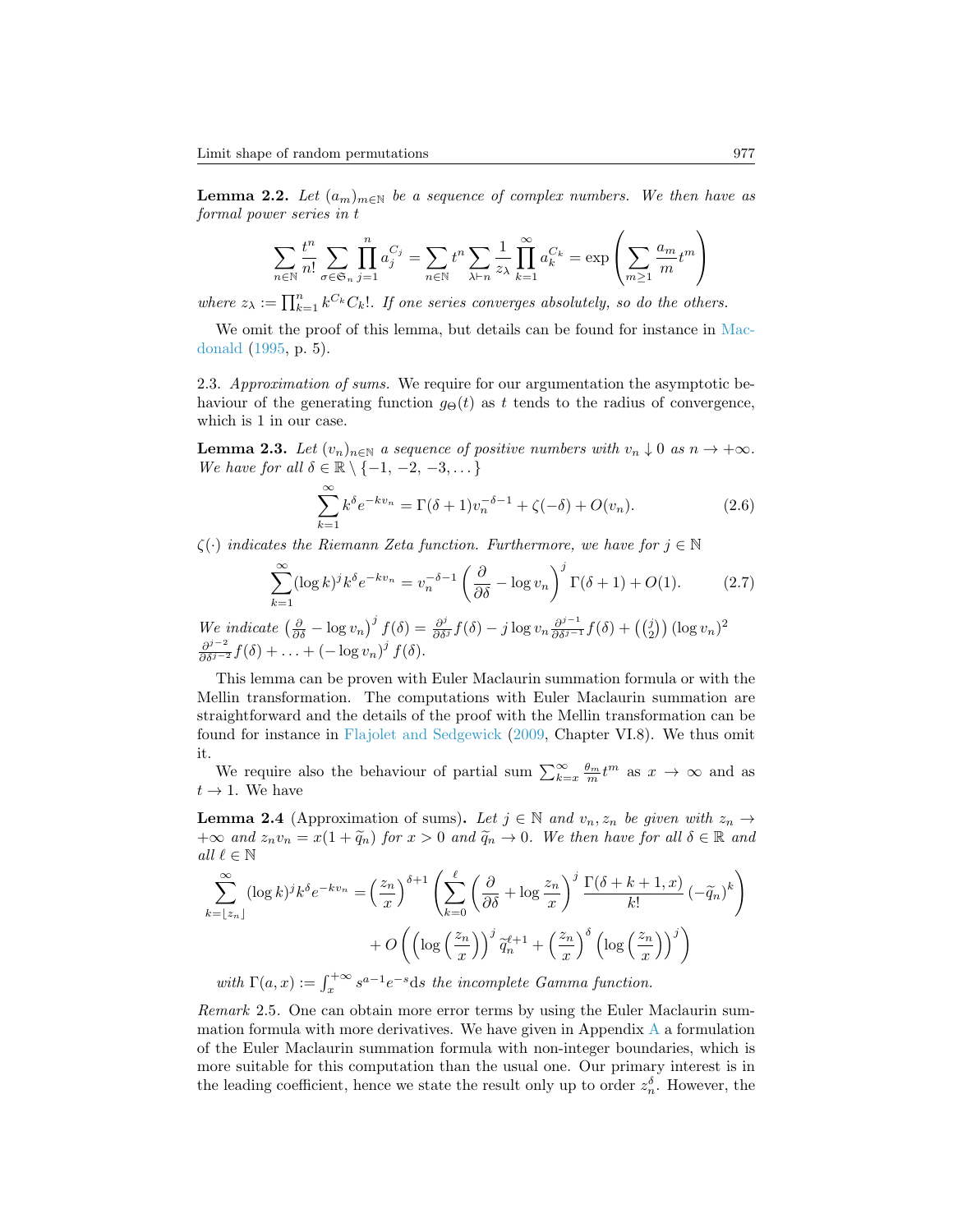**Lemma 2.2.** *Let $(a_m)_{m\in\mathbb{N}}$ be a sequence of complex numbers. We then have as formal power series in $t$*

$$\sum_{n\in\mathbb{N}} \frac{t^n}{n!} \sum_{\sigma\in\mathfrak{S}_n} \prod_{j=1}^{n} a_j^{C_j} = \sum_{n\in\mathbb{N}} t^n \sum_{\lambda\vdash n} \frac{1}{z_\lambda} \prod_{k=1}^{\infty} a_k^{C_k} = \exp\left(\sum_{m\geq 1} \frac{a_m}{m} t^m\right)$$

*where $z_\lambda := \prod_{k=1}^{n} k^{C_k} C_k!$. If one series converges absolutely, so do the others.*

We omit the proof of this lemma, but details can be found for instance in Macdonald (1995, p. 5).

2.3. *Approximation of sums.* We require for our argumentation the asymptotic behaviour of the generating function $g_\Theta(t)$ as $t$ tends to the radius of convergence, which is 1 in our case.

**Lemma 2.3.** *Let $(v_n)_{n\in\mathbb{N}}$ a sequence of positive numbers with $v_n \downarrow 0$ as $n \to +\infty$. We have for all $\delta \in \mathbb{R}\setminus\{-1, -2, -3, \dots\}$*

$$\sum_{k=1}^{\infty} k^\delta e^{-kv_n} = \Gamma(\delta+1) v_n^{-\delta-1} + \zeta(-\delta) + O(v_n). \tag{2.6}$$

*$\zeta(\cdot)$ indicates the Riemann Zeta function. Furthermore, we have for $j \in \mathbb{N}$*

$$\sum_{k=1}^{\infty} (\log k)^j k^\delta e^{-kv_n} = v_n^{-\delta-1} \left(\frac{\partial}{\partial\delta} - \log v_n\right)^j \Gamma(\delta+1) + O(1). \tag{2.7}$$

*We indicate $\left(\frac{\partial}{\partial\delta} - \log v_n\right)^j f(\delta) = \frac{\partial^j}{\partial\delta^j} f(\delta) - j \log v_n \frac{\partial^{j-1}}{\partial\delta^{j-1}} f(\delta) + \left(\binom{j}{2}\right) (\log v_n)^2$ $\frac{\partial^{j-2}}{\partial\delta^{j-2}} f(\delta) + \ldots + (-\log v_n)^j f(\delta)$.*

This lemma can be proven with Euler Maclaurin summation formula or with the Mellin transformation. The computations with Euler Maclaurin summation are straightforward and the details of the proof with the Mellin transformation can be found for instance in Flajolet and Sedgewick (2009, Chapter VI.8). We thus omit it.

We require also the behaviour of partial sum $\sum_{k=x}^{\infty} \frac{\theta_m}{m} t^m$ as $x \to \infty$ and as $t \to 1$. We have

**Lemma 2.4** (Approximation of sums)**.** *Let $j \in \mathbb{N}$ and $v_n, z_n$ be given with $z_n \to +\infty$ and $z_n v_n = x(1+\widetilde{q}_n)$ for $x > 0$ and $\widetilde{q}_n \to 0$. We then have for all $\delta \in \mathbb{R}$ and all $\ell \in \mathbb{N}$*

$$\sum_{k=\lfloor z_n \rfloor}^{\infty} (\log k)^j k^\delta e^{-kv_n} = \left(\frac{z_n}{x}\right)^{\delta+1} \left(\sum_{k=0}^{\ell} \left(\frac{\partial}{\partial\delta} + \log\frac{z_n}{x}\right)^j \frac{\Gamma(\delta+k+1, x)}{k!} (-\widetilde{q}_n)^k\right) + O\left(\left(\log\left(\frac{z_n}{x}\right)\right)^j \widetilde{q}_n^{\ell+1} + \left(\frac{z_n}{x}\right)^\delta \left(\log\left(\frac{z_n}{x}\right)\right)^j\right)$$

*with $\Gamma(a, x) := \int_x^{+\infty} s^{a-1} e^{-s} \mathrm{d}s$ the incomplete Gamma function.*

*Remark* 2.5. One can obtain more error terms by using the Euler Maclaurin summation formula with more derivatives. We have given in Appendix A a formulation of the Euler Maclaurin summation formula with non-integer boundaries, which is more suitable for this computation than the usual one. Our primary interest is in the leading coefficient, hence we state the result only up to order $z_n^\delta$. However, the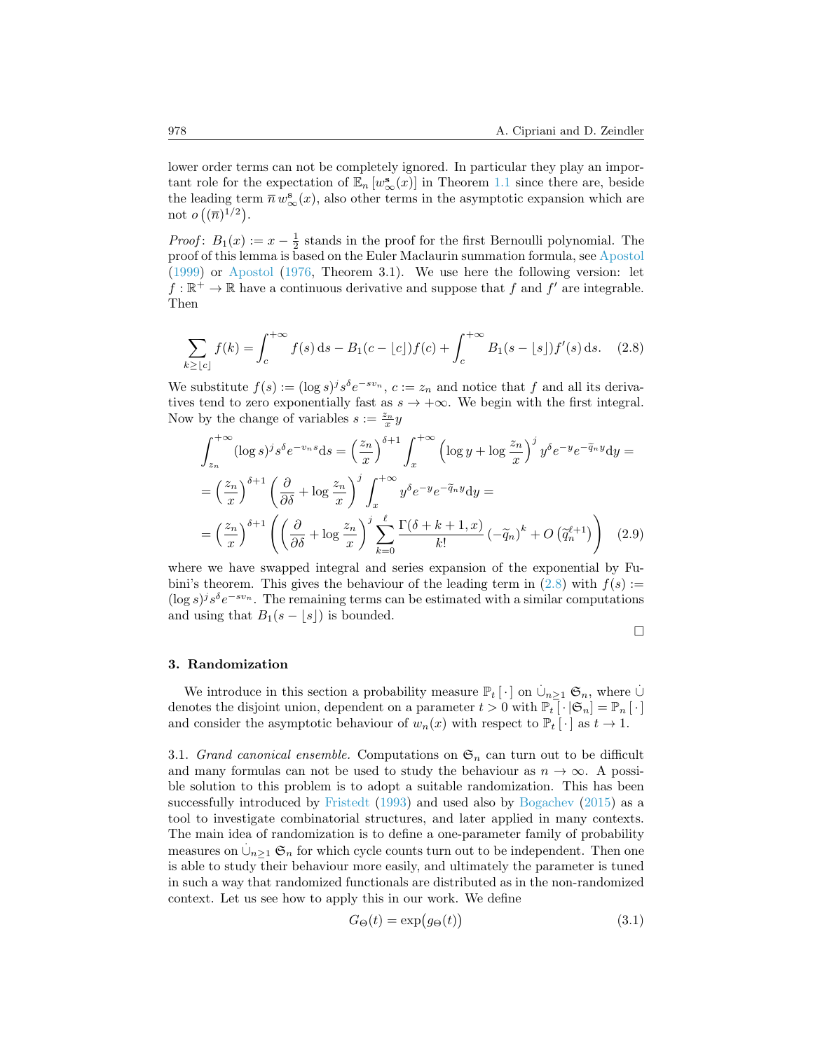lower order terms can not be completely ignored. In particular they play an important role for the expectation of $\mathbb{E}_n\left[w_\infty^{\mathbf{s}}(x)\right]$ in Theorem 1.1 since there are, beside the leading term $\overline{n}\, w_\infty^{\mathbf{s}}(x)$, also other terms in the asymptotic expansion which are not $o\big((\overline{n})^{1/2}\big)$.

*Proof*: $B_1(x) := x - \frac{1}{2}$ stands in the proof for the first Bernoulli polynomial. The proof of this lemma is based on the Euler Maclaurin summation formula, see Apostol (1999) or Apostol (1976, Theorem 3.1). We use here the following version: let $f : \mathbb{R}^+ \to \mathbb{R}$ have a continuous derivative and suppose that $f$ and $f'$ are integrable. Then

$$\sum_{k \geq \lfloor c \rfloor} f(k) = \int_c^{+\infty} f(s)\,\mathrm{d}s - B_1(c - \lfloor c \rfloor) f(c) + \int_c^{+\infty} B_1(s - \lfloor s \rfloor) f'(s)\,\mathrm{d}s. \tag{2.8}$$

We substitute $f(s) := (\log s)^j s^\delta e^{-s v_n}$, $c := z_n$ and notice that $f$ and all its derivatives tend to zero exponentially fast as $s \to +\infty$. We begin with the first integral. Now by the change of variables $s := \frac{z_n}{x} y$

$$\begin{aligned}
\int_{z_n}^{+\infty} (\log s)^j s^\delta e^{-v_n s}\mathrm{d}s &= \left(\frac{z_n}{x}\right)^{\delta+1} \int_x^{+\infty} \left(\log y + \log \frac{z_n}{x}\right)^j y^\delta e^{-y} e^{-\widetilde{q}_n y}\mathrm{d}y = \\
&= \left(\frac{z_n}{x}\right)^{\delta+1} \left(\frac{\partial}{\partial \delta} + \log \frac{z_n}{x}\right)^j \int_x^{+\infty} y^\delta e^{-y} e^{-\widetilde{q}_n y}\mathrm{d}y = \\
&= \left(\frac{z_n}{x}\right)^{\delta+1} \left( \left(\frac{\partial}{\partial \delta} + \log \frac{z_n}{x}\right)^j \sum_{k=0}^{\ell} \frac{\Gamma(\delta+k+1, x)}{k!} \left(-\widetilde{q}_n\right)^k + O\left(\widetilde{q}_n^{\,\ell+1}\right)\right)
\end{aligned} \tag{2.9}$$

where we have swapped integral and series expansion of the exponential by Fubini's theorem. This gives the behaviour of the leading term in (2.8) with $f(s) := (\log s)^j s^\delta e^{-s v_n}$. The remaining terms can be estimated with a similar computations and using that $B_1(s - \lfloor s \rfloor)$ is bounded.

□

## 3. Randomization

We introduce in this section a probability measure $\mathbb{P}_t\left[\,\cdot\,\right]$ on $\dot{\cup}_{n\geq 1} \mathfrak{S}_n$, where $\dot{\cup}$ denotes the disjoint union, dependent on a parameter $t > 0$ with $\mathbb{P}_t\left[\,\cdot\,|\mathfrak{S}_n\right] = \mathbb{P}_n\left[\,\cdot\,\right]$ and consider the asymptotic behaviour of $w_n(x)$ with respect to $\mathbb{P}_t\left[\,\cdot\,\right]$ as $t \to 1$.

3.1. *Grand canonical ensemble.* Computations on $\mathfrak{S}_n$ can turn out to be difficult and many formulas can not be used to study the behaviour as $n \to \infty$. A possible solution to this problem is to adopt a suitable randomization. This has been successfully introduced by Fristedt (1993) and used also by Bogachev (2015) as a tool to investigate combinatorial structures, and later applied in many contexts. The main idea of randomization is to define a one-parameter family of probability measures on $\dot{\cup}_{n\geq 1} \mathfrak{S}_n$ for which cycle counts turn out to be independent. Then one is able to study their behaviour more easily, and ultimately the parameter is tuned in such a way that randomized functionals are distributed as in the non-randomized context. Let us see how to apply this in our work. We define

$$G_\Theta(t) = \exp\big(g_\Theta(t)\big) \tag{3.1}$$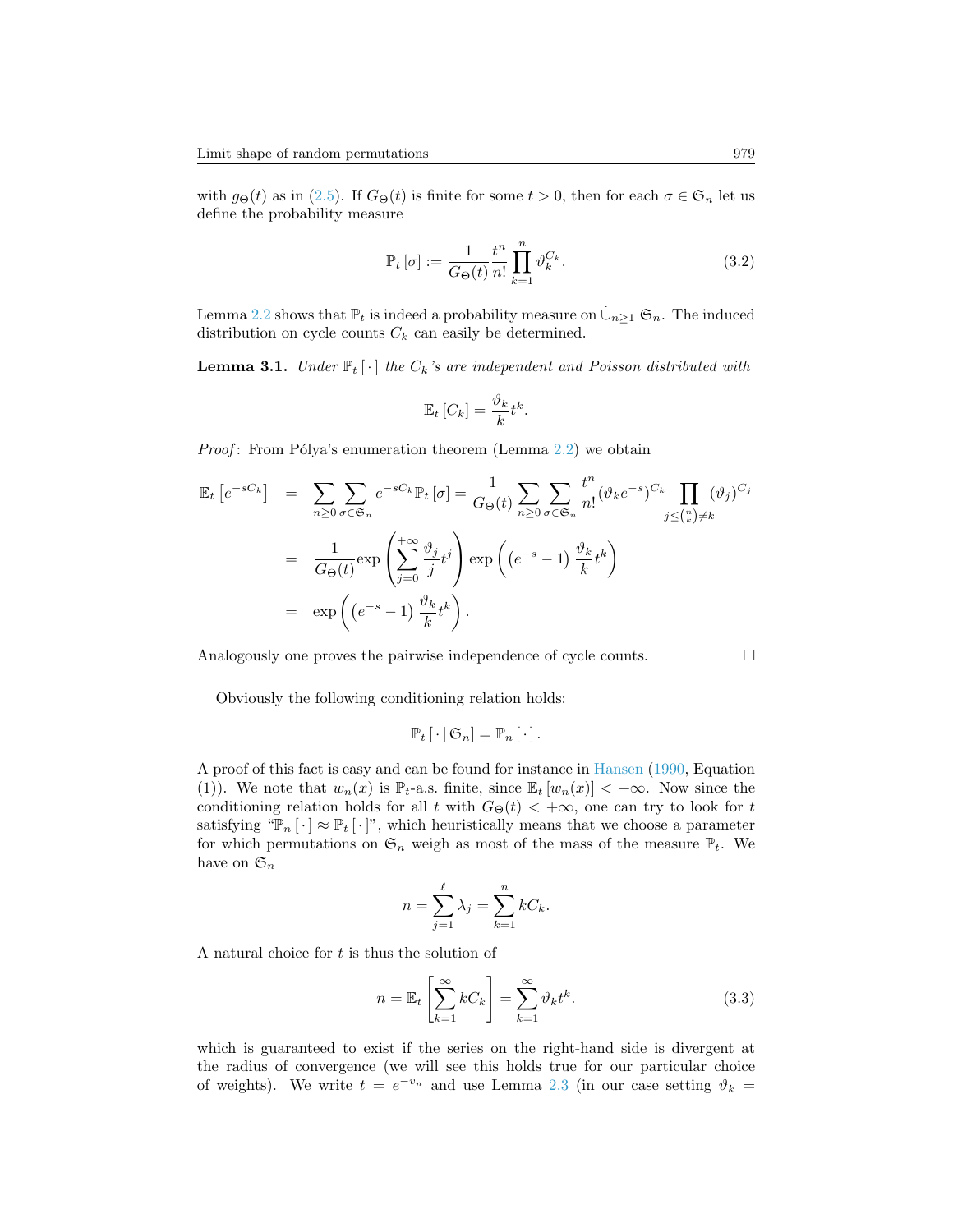with $g_\Theta(t)$ as in (2.5). If $G_\Theta(t)$ is finite for some $t > 0$, then for each $\sigma \in \mathfrak{S}_n$ let us define the probability measure

$$\mathbb{P}_t\left[\sigma\right] := \frac{1}{G_\Theta(t)} \frac{t^n}{n!} \prod_{k=1}^{n} \vartheta_k^{C_k}. \tag{3.2}$$

Lemma 2.2 shows that $\mathbb{P}_t$ is indeed a probability measure on $\dot\cup_{n\geq 1} \mathfrak{S}_n$. The induced distribution on cycle counts $C_k$ can easily be determined.

**Lemma 3.1.** *Under $\mathbb{P}_t\left[\,\cdot\,\right]$ the $C_k$'s are independent and Poisson distributed with*

$$\mathbb{E}_t\left[C_k\right] = \frac{\vartheta_k}{k} t^k.$$

*Proof*: From Pólya's enumeration theorem (Lemma 2.2) we obtain

$$\begin{aligned}
\mathbb{E}_t\left[e^{-sC_k}\right] &= \sum_{n\geq 0} \sum_{\sigma\in\mathfrak{S}_n} e^{-sC_k} \mathbb{P}_t\left[\sigma\right] = \frac{1}{G_\Theta(t)} \sum_{n\geq 0} \sum_{\sigma\in\mathfrak{S}_n} \frac{t^n}{n!} (\vartheta_k e^{-s})^{C_k} \prod_{j\leq \binom{n}{k}\neq k} (\vartheta_j)^{C_j} \\
&= \frac{1}{G_\Theta(t)} \exp\left(\sum_{j=0}^{+\infty} \frac{\vartheta_j}{j} t^j\right) \exp\left(\left(e^{-s}-1\right)\frac{\vartheta_k}{k} t^k\right) \\
&= \exp\left(\left(e^{-s}-1\right)\frac{\vartheta_k}{k} t^k\right).
\end{aligned}$$

Analogously one proves the pairwise independence of cycle counts. $\square$

Obviously the following conditioning relation holds:

$$\mathbb{P}_t\left[\,\cdot\,|\,\mathfrak{S}_n\right] = \mathbb{P}_n\left[\,\cdot\,\right].$$

A proof of this fact is easy and can be found for instance in Hansen (1990, Equation (1)). We note that $w_n(x)$ is $\mathbb{P}_t$-a.s. finite, since $\mathbb{E}_t\left[w_n(x)\right] < +\infty$. Now since the conditioning relation holds for all $t$ with $G_\Theta(t) < +\infty$, one can try to look for $t$ satisfying "$\mathbb{P}_n\left[\,\cdot\,\right] \approx \mathbb{P}_t\left[\,\cdot\,\right]$", which heuristically means that we choose a parameter for which permutations on $\mathfrak{S}_n$ weigh as most of the mass of the measure $\mathbb{P}_t$. We have on $\mathfrak{S}_n$

$$n = \sum_{j=1}^{\ell} \lambda_j = \sum_{k=1}^{n} kC_k.$$

A natural choice for $t$ is thus the solution of

$$n = \mathbb{E}_t\left[\sum_{k=1}^{\infty} kC_k\right] = \sum_{k=1}^{\infty} \vartheta_k t^k. \tag{3.3}$$

which is guaranteed to exist if the series on the right-hand side is divergent at the radius of convergence (we will see this holds true for our particular choice of weights). We write $t = e^{-v_n}$ and use Lemma 2.3 (in our case setting $\vartheta_k =$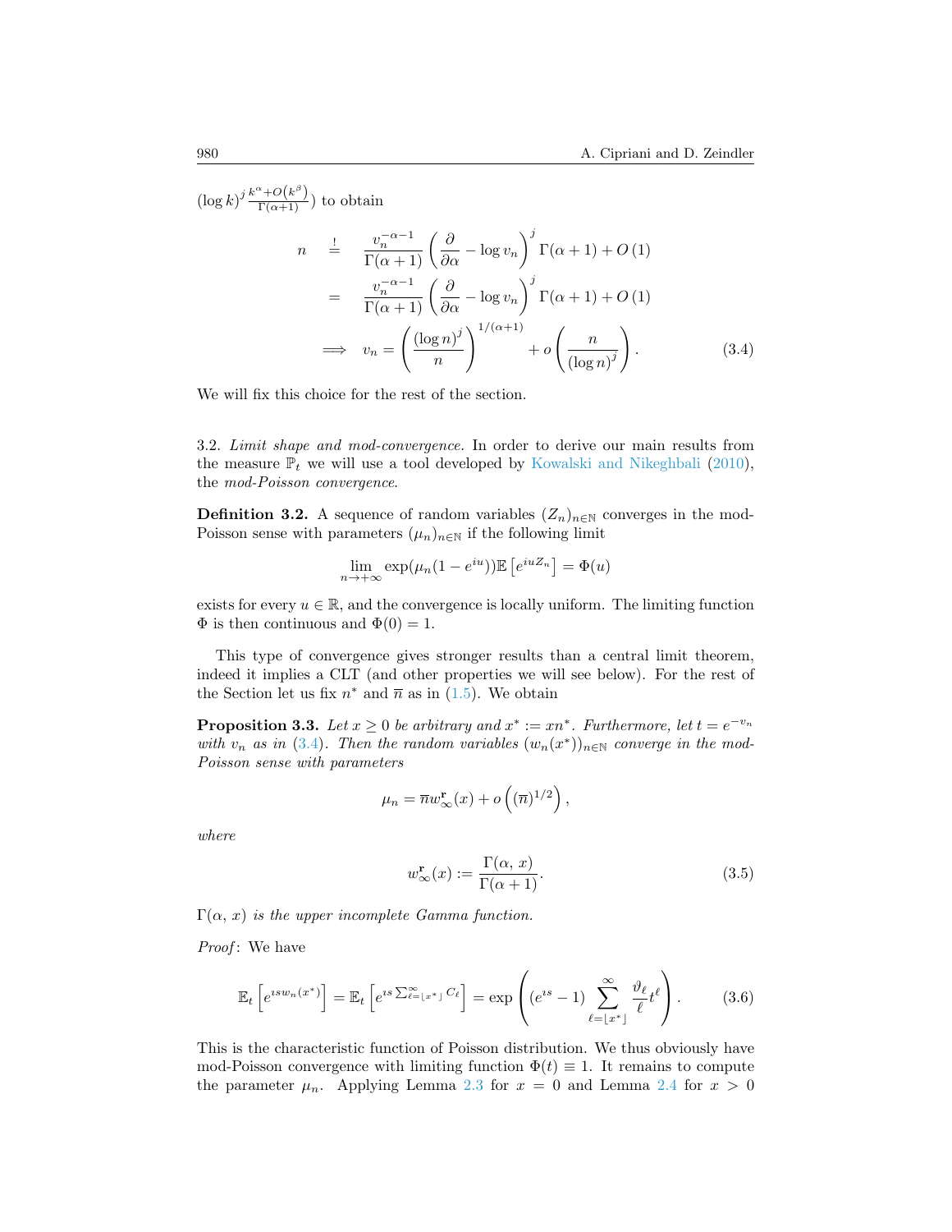$(\log k)^j \frac{k^\alpha + O(k^\beta)}{\Gamma(\alpha+1)}$) to obtain

$$
\begin{aligned}
n &\overset{!}{=} \frac{v_n^{-\alpha-1}}{\Gamma(\alpha+1)} \left( \frac{\partial}{\partial \alpha} - \log v_n \right)^j \Gamma(\alpha+1) + O(1) \\
&= \frac{v_n^{-\alpha-1}}{\Gamma(\alpha+1)} \left( \frac{\partial}{\partial \alpha} - \log v_n \right)^j \Gamma(\alpha+1) + O(1) \\
&\implies v_n = \left( \frac{(\log n)^j}{n} \right)^{1/(\alpha+1)} + o\left( \frac{n}{(\log n)^j} \right). \qquad (3.4)
\end{aligned}
$$

We will fix this choice for the rest of the section.

3.2. *Limit shape and mod-convergence.* In order to derive our main results from the measure $\mathbb{P}_t$ we will use a tool developed by Kowalski and Nikeghbali (2010), the *mod-Poisson convergence*.

**Definition 3.2.** A sequence of random variables $(Z_n)_{n\in\mathbb{N}}$ converges in the mod-Poisson sense with parameters $(\mu_n)_{n\in\mathbb{N}}$ if the following limit

$$
\lim_{n\to+\infty} \exp(\mu_n(1-e^{iu}))\mathbb{E}\left[e^{iuZ_n}\right] = \Phi(u)
$$

exists for every $u \in \mathbb{R}$, and the convergence is locally uniform. The limiting function $\Phi$ is then continuous and $\Phi(0) = 1$.

This type of convergence gives stronger results than a central limit theorem, indeed it implies a CLT (and other properties we will see below). For the rest of the Section let us fix $n^*$ and $\overline{n}$ as in (1.5). We obtain

**Proposition 3.3.** *Let $x \geq 0$ be arbitrary and $x^* := xn^*$. Furthermore, let $t = e^{-v_n}$ with $v_n$ as in (3.4). Then the random variables $(w_n(x^*))_{n\in\mathbb{N}}$ converge in the mod-Poisson sense with parameters*

$$
\mu_n = \overline{n} w_\infty^{\mathbf{r}}(x) + o\left((\overline{n})^{1/2}\right),
$$

*where*

$$
w_\infty^{\mathbf{r}}(x) := \frac{\Gamma(\alpha,\, x)}{\Gamma(\alpha+1)}. \qquad (3.5)
$$

*$\Gamma(\alpha,\, x)$ is the upper incomplete Gamma function.*

*Proof*: We have

$$
\mathbb{E}_t\left[e^{isw_n(x^*)}\right] = \mathbb{E}_t\left[e^{is\sum_{\ell=\lfloor x^*\rfloor}^{\infty} C_\ell}\right] = \exp\left((e^{is}-1)\sum_{\ell=\lfloor x^*\rfloor}^{\infty} \frac{\vartheta_\ell}{\ell} t^\ell\right). \qquad (3.6)
$$

This is the characteristic function of Poisson distribution. We thus obviously have mod-Poisson convergence with limiting function $\Phi(t) \equiv 1$. It remains to compute the parameter $\mu_n$. Applying Lemma 2.3 for $x = 0$ and Lemma 2.4 for $x > 0$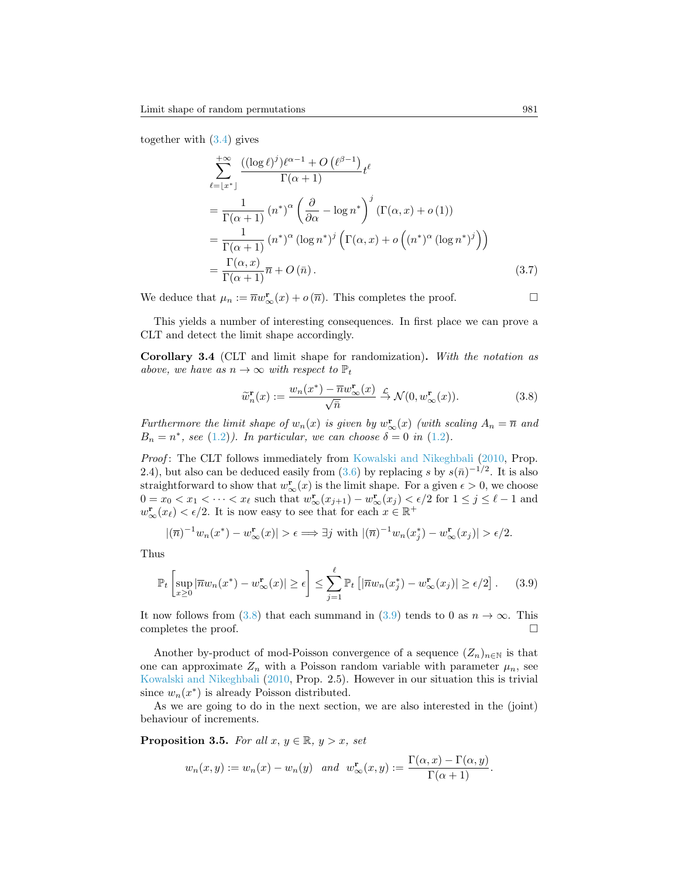together with (3.4) gives

$$
\begin{aligned}
&\sum_{\ell=\lfloor x^* \rfloor}^{+\infty} \frac{((\log \ell)^j)\ell^{\alpha-1} + O\left(\ell^{\beta-1}\right)}{\Gamma(\alpha+1)} t^\ell \\
&= \frac{1}{\Gamma(\alpha+1)} (n^*)^\alpha \left(\frac{\partial}{\partial \alpha} - \log n^*\right)^j (\Gamma(\alpha, x) + o(1)) \\
&= \frac{1}{\Gamma(\alpha+1)} (n^*)^\alpha (\log n^*)^j \left(\Gamma(\alpha, x) + o\left((n^*)^\alpha (\log n^*)^j\right)\right) \\
&= \frac{\Gamma(\alpha, x)}{\Gamma(\alpha+1)} \overline{n} + O(\bar{n}).
\end{aligned}
\tag{3.7}
$$

We deduce that $\mu_n := \overline{n} w_\infty^{\mathbf{r}}(x) + o(\overline{n})$. This completes the proof. $\square$

This yields a number of interesting consequences. In first place we can prove a CLT and detect the limit shape accordingly.

**Corollary 3.4** (CLT and limit shape for randomization)**.** *With the notation as above, we have as $n \to \infty$ with respect to $\mathbb{P}_t$*

$$
\widetilde{w}_n^{\mathbf{r}}(x) := \frac{w_n(x^*) - \overline{n} w_\infty^{\mathbf{r}}(x)}{\sqrt{\overline{n}}} \xrightarrow{\mathcal{L}} \mathcal{N}(0, w_\infty^{\mathbf{r}}(x)).
\tag{3.8}
$$

*Furthermore the limit shape of $w_n(x)$ is given by $w_\infty^{\mathbf{r}}(x)$ (with scaling $A_n = \overline{n}$ and $B_n = n^*$, see (1.2)). In particular, we can choose $\delta = 0$ in (1.2).*

*Proof*: The CLT follows immediately from Kowalski and Nikeghbali (2010, Prop. 2.4), but also can be deduced easily from (3.6) by replacing $s$ by $s(\bar{n})^{-1/2}$. It is also straightforward to show that $w_\infty^{\mathbf{r}}(x)$ is the limit shape. For a given $\epsilon > 0$, we choose $0 = x_0 < x_1 < \cdots < x_\ell$ such that $w_\infty^{\mathbf{r}}(x_{j+1}) - w_\infty^{\mathbf{r}}(x_j) < \epsilon/2$ for $1 \leq j \leq \ell - 1$ and $w_\infty^{\mathbf{r}}(x_\ell) < \epsilon/2$. It is now easy to see that for each $x \in \mathbb{R}^+$

$$
|(\overline{n})^{-1} w_n(x^*) - w_\infty^{\mathbf{r}}(x)| > \epsilon \Longrightarrow \exists j \text{ with } |(\overline{n})^{-1} w_n(x_j^*) - w_\infty^{\mathbf{r}}(x_j)| > \epsilon/2.
$$

Thus

$$
\mathbb{P}_t \left[\sup_{x \geq 0} |\overline{n} w_n(x^*) - w_\infty^{\mathbf{r}}(x)| \geq \epsilon\right] \leq \sum_{j=1}^{\ell} \mathbb{P}_t \left[|\overline{n} w_n(x_j^*) - w_\infty^{\mathbf{r}}(x_j)| \geq \epsilon/2\right].
\tag{3.9}
$$

It now follows from (3.8) that each summand in (3.9) tends to 0 as $n \to \infty$. This completes the proof. $\square$

Another by-product of mod-Poisson convergence of a sequence $(Z_n)_{n \in \mathbb{N}}$ is that one can approximate $Z_n$ with a Poisson random variable with parameter $\mu_n$, see Kowalski and Nikeghbali (2010, Prop. 2.5). However in our situation this is trivial since $w_n(x^*)$ is already Poisson distributed.

As we are going to do in the next section, we are also interested in the (joint) behaviour of increments.

**Proposition 3.5.** *For all $x, y \in \mathbb{R}$, $y > x$, set*

$$
w_n(x, y) := w_n(x) - w_n(y) \quad \text{and} \quad w_\infty^{\mathbf{r}}(x, y) := \frac{\Gamma(\alpha, x) - \Gamma(\alpha, y)}{\Gamma(\alpha+1)}.
$$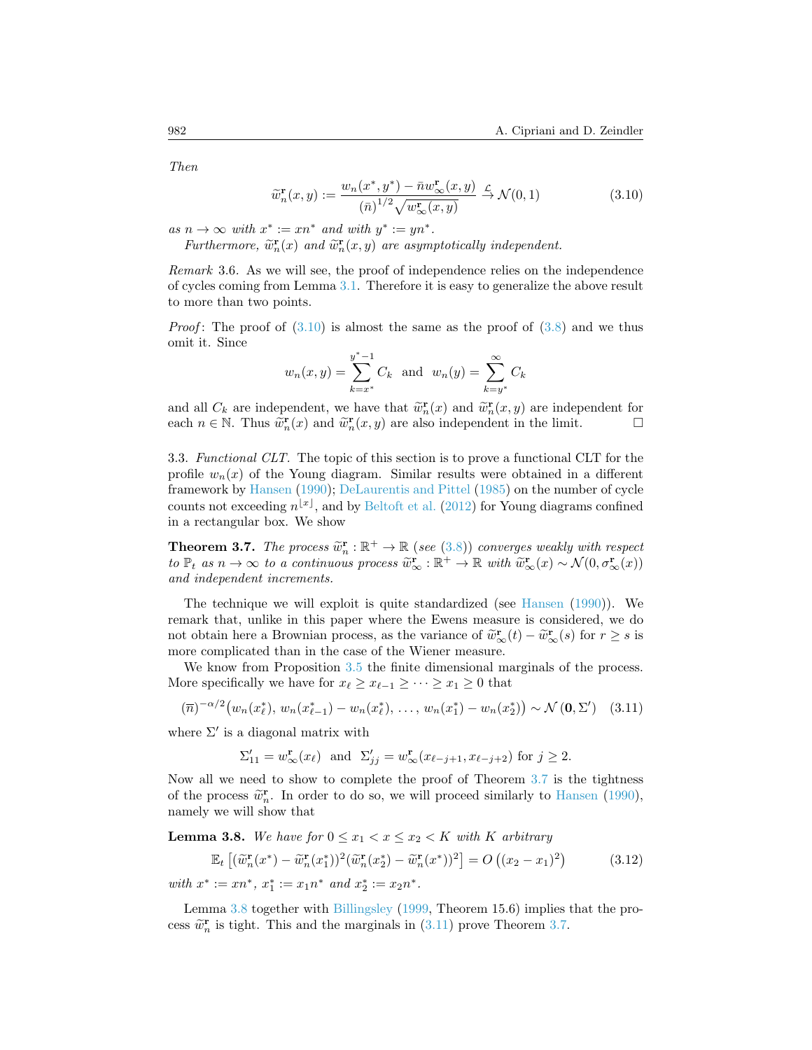*Then*

$$\widetilde{w}_n^{\mathbf{r}}(x,y) := \frac{w_n(x^*, y^*) - \bar{n} w_\infty^{\mathbf{r}}(x,y)}{(\bar{n})^{1/2}\sqrt{w_\infty^{\mathbf{r}}(x,y)}} \xrightarrow{\mathcal{L}} \mathcal{N}(0,1) \tag{3.10}$$

*as $n \to \infty$ with $x^* := xn^*$ and with $y^* := yn^*$.*

*Furthermore, $\widetilde{w}_n^{\mathbf{r}}(x)$ and $\widetilde{w}_n^{\mathbf{r}}(x,y)$ are asymptotically independent.*

*Remark* 3.6. As we will see, the proof of independence relies on the independence of cycles coming from Lemma 3.1. Therefore it is easy to generalize the above result to more than two points.

*Proof*: The proof of (3.10) is almost the same as the proof of (3.8) and we thus omit it. Since

$$w_n(x,y) = \sum_{k=x^*}^{y^*-1} C_k \quad \text{and} \quad w_n(y) = \sum_{k=y^*}^{\infty} C_k$$

and all $C_k$ are independent, we have that $\widetilde{w}_n^{\mathbf{r}}(x)$ and $\widetilde{w}_n^{\mathbf{r}}(x,y)$ are independent for each $n \in \mathbb{N}$. Thus $\widetilde{w}_n^{\mathbf{r}}(x)$ and $\widetilde{w}_n^{\mathbf{r}}(x,y)$ are also independent in the limit. $\square$

3.3. *Functional CLT*. The topic of this section is to prove a functional CLT for the profile $w_n(x)$ of the Young diagram. Similar results were obtained in a different framework by Hansen (1990); DeLaurentis and Pittel (1985) on the number of cycle counts not exceeding $n^{\lfloor x \rfloor}$, and by Beltoft et al. (2012) for Young diagrams confined in a rectangular box. We show

**Theorem 3.7.** *The process $\widetilde{w}_n^{\mathbf{r}} : \mathbb{R}^+ \to \mathbb{R}$ (see (3.8)) converges weakly with respect to $\mathbb{P}_t$ as $n \to \infty$ to a continuous process $\widetilde{w}_\infty^{\mathbf{r}} : \mathbb{R}^+ \to \mathbb{R}$ with $\widetilde{w}_\infty^{\mathbf{r}}(x) \sim \mathcal{N}(0, \sigma_\infty^{\mathbf{r}}(x))$ and independent increments.*

The technique we will exploit is quite standardized (see Hansen (1990)). We remark that, unlike in this paper where the Ewens measure is considered, we do not obtain here a Brownian process, as the variance of $\widetilde{w}_\infty^{\mathbf{r}}(t) - \widetilde{w}_\infty^{\mathbf{r}}(s)$ for $r \geq s$ is more complicated than in the case of the Wiener measure.

We know from Proposition 3.5 the finite dimensional marginals of the process. More specifically we have for $x_\ell \geq x_{\ell-1} \geq \cdots \geq x_1 \geq 0$ that

$$(\overline{n})^{-\alpha/2}\big(w_n(x_\ell^*),\, w_n(x_{\ell-1}^*) - w_n(x_\ell^*),\, \ldots,\, w_n(x_1^*) - w_n(x_2^*)\big) \sim \mathcal{N}\left(\mathbf{0}, \Sigma'\right) \tag{3.11}$$

where $\Sigma'$ is a diagonal matrix with

$$\Sigma'_{11} = w_\infty^{\mathbf{r}}(x_\ell) \quad \text{and} \quad \Sigma'_{jj} = w_\infty^{\mathbf{r}}(x_{\ell-j+1}, x_{\ell-j+2}) \text{ for } j \geq 2.$$

Now all we need to show to complete the proof of Theorem 3.7 is the tightness of the process $\widetilde{w}_n^{\mathbf{r}}$. In order to do so, we will proceed similarly to Hansen (1990), namely we will show that

**Lemma 3.8.** *We have for $0 \leq x_1 < x \leq x_2 < K$ with $K$ arbitrary*

$$\mathbb{E}_t\left[(\widetilde{w}_n^{\mathbf{r}}(x^*) - \widetilde{w}_n^{\mathbf{r}}(x_1^*))^2(\widetilde{w}_n^{\mathbf{r}}(x_2^*) - \widetilde{w}_n^{\mathbf{r}}(x^*))^2\right] = O\left((x_2 - x_1)^2\right) \tag{3.12}$$

*with $x^* := xn^*$, $x_1^* := x_1 n^*$ and $x_2^* := x_2 n^*$.*

Lemma 3.8 together with Billingsley (1999, Theorem 15.6) implies that the process $\widetilde{w}_n^{\mathbf{r}}$ is tight. This and the marginals in (3.11) prove Theorem 3.7.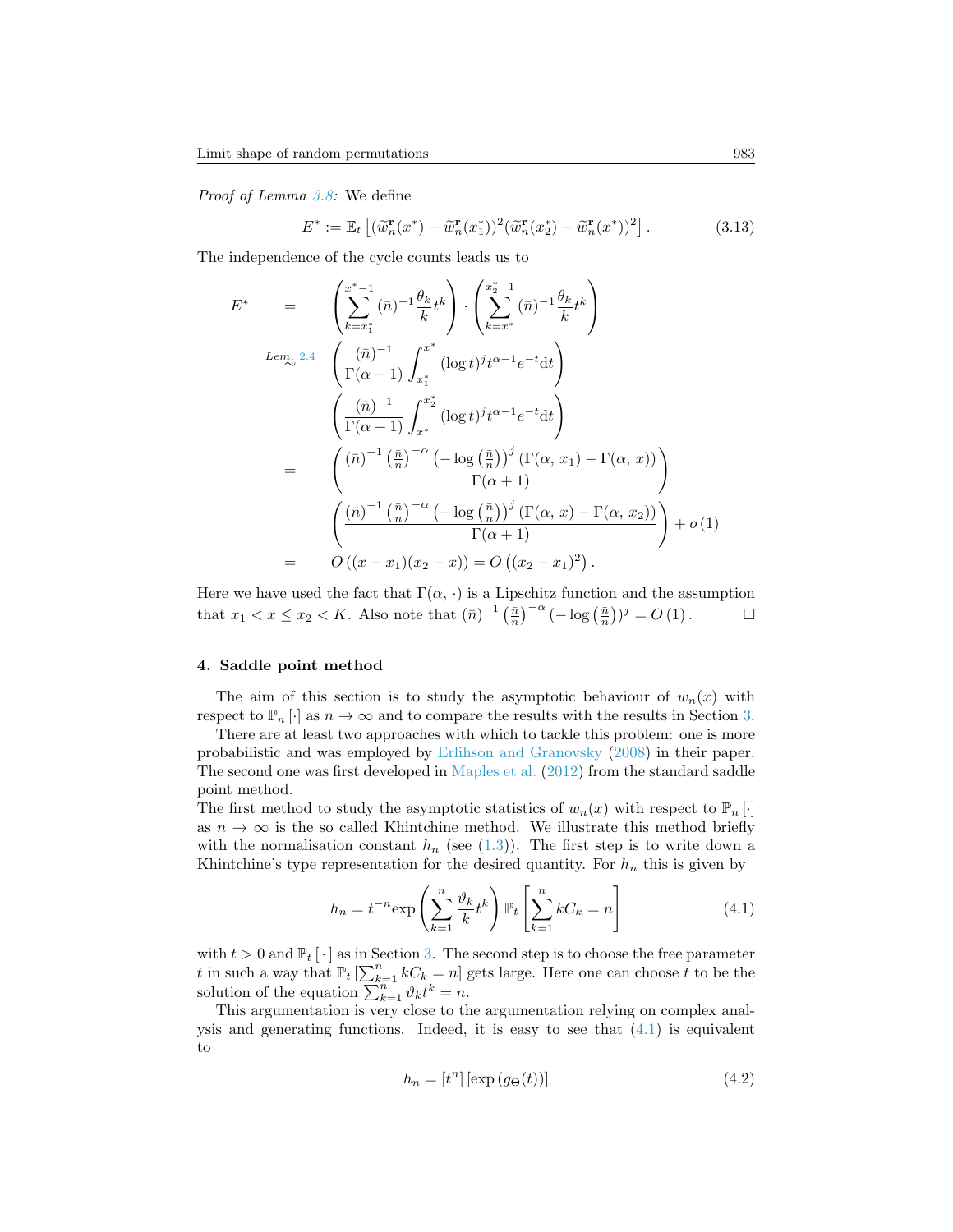*Proof of Lemma 3.8:* We define

$$E^* := \mathbb{E}_t\left[(\widetilde{w}_n^{\mathbf{r}}(x^*) - \widetilde{w}_n^{\mathbf{r}}(x_1^*))^2(\widetilde{w}_n^{\mathbf{r}}(x_2^*) - \widetilde{w}_n^{\mathbf{r}}(x^*))^2\right]. \tag{3.13}$$

The independence of the cycle counts leads us to

$$\begin{aligned}
E^* \quad &= \quad \left(\sum_{k=x_1^*}^{x^*-1} (\bar{n})^{-1}\frac{\theta_k}{k}t^k\right)\cdot\left(\sum_{k=x^*}^{x_2^*-1} (\bar{n})^{-1}\frac{\theta_k}{k}t^k\right) \\
&\overset{Lem.\ 2.4}{\sim} \quad \left(\frac{(\bar{n})^{-1}}{\Gamma(\alpha+1)}\int_{x_1^*}^{x^*}(\log t)^j t^{\alpha-1}e^{-t}\mathrm{d}t\right) \\
&\qquad\quad \left(\frac{(\bar{n})^{-1}}{\Gamma(\alpha+1)}\int_{x^*}^{x_2^*}(\log t)^j t^{\alpha-1}e^{-t}\mathrm{d}t\right) \\
&= \quad \left(\frac{(\bar{n})^{-1}\left(\frac{\bar{n}}{n}\right)^{-\alpha}\left(-\log\left(\frac{\bar{n}}{n}\right)\right)^j\left(\Gamma(\alpha,\,x_1)-\Gamma(\alpha,\,x)\right)}{\Gamma(\alpha+1)}\right) \\
&\qquad\quad \left(\frac{(\bar{n})^{-1}\left(\frac{\bar{n}}{n}\right)^{-\alpha}\left(-\log\left(\frac{\bar{n}}{n}\right)\right)^j\left(\Gamma(\alpha,\,x)-\Gamma(\alpha,\,x_2)\right)}{\Gamma(\alpha+1)}\right) + o\left(1\right) \\
&= \quad O\left((x-x_1)(x_2-x)\right) = O\left((x_2-x_1)^2\right).
\end{aligned}$$

Here we have used the fact that $\Gamma(\alpha,\cdot)$ is a Lipschitz function and the assumption that $x_1 < x \leq x_2 < K$. Also note that $(\bar{n})^{-1}\left(\frac{\bar{n}}{n}\right)^{-\alpha}(-\log\left(\frac{\bar{n}}{n}\right))^j = O\left(1\right).$ $\square$

## 4. Saddle point method

The aim of this section is to study the asymptotic behaviour of $w_n(x)$ with respect to $\mathbb{P}_n\left[\cdot\right]$ as $n\to\infty$ and to compare the results with the results in Section 3.

There are at least two approaches with which to tackle this problem: one is more probabilistic and was employed by Erlihson and Granovsky (2008) in their paper. The second one was first developed in Maples et al. (2012) from the standard saddle point method.

The first method to study the asymptotic statistics of $w_n(x)$ with respect to $\mathbb{P}_n\left[\cdot\right]$ as $n\to\infty$ is the so called Khintchine method. We illustrate this method briefly with the normalisation constant $h_n$ (see (1.3)). The first step is to write down a Khintchine's type representation for the desired quantity. For $h_n$ this is given by

$$h_n = t^{-n}\exp\left(\sum_{k=1}^n \frac{\vartheta_k}{k}t^k\right)\mathbb{P}_t\left[\sum_{k=1}^n kC_k = n\right] \tag{4.1}$$

with $t > 0$ and $\mathbb{P}_t\left[\,\cdot\,\right]$ as in Section 3. The second step is to choose the free parameter $t$ in such a way that $\mathbb{P}_t\left[\sum_{k=1}^n kC_k = n\right]$ gets large. Here one can choose $t$ to be the solution of the equation $\sum_{k=1}^n \vartheta_k t^k = n$.

This argumentation is very close to the argumentation relying on complex analysis and generating functions. Indeed, it is easy to see that (4.1) is equivalent to

$$h_n = \left[t^n\right]\left[\exp\left(g_\Theta(t)\right)\right] \tag{4.2}$$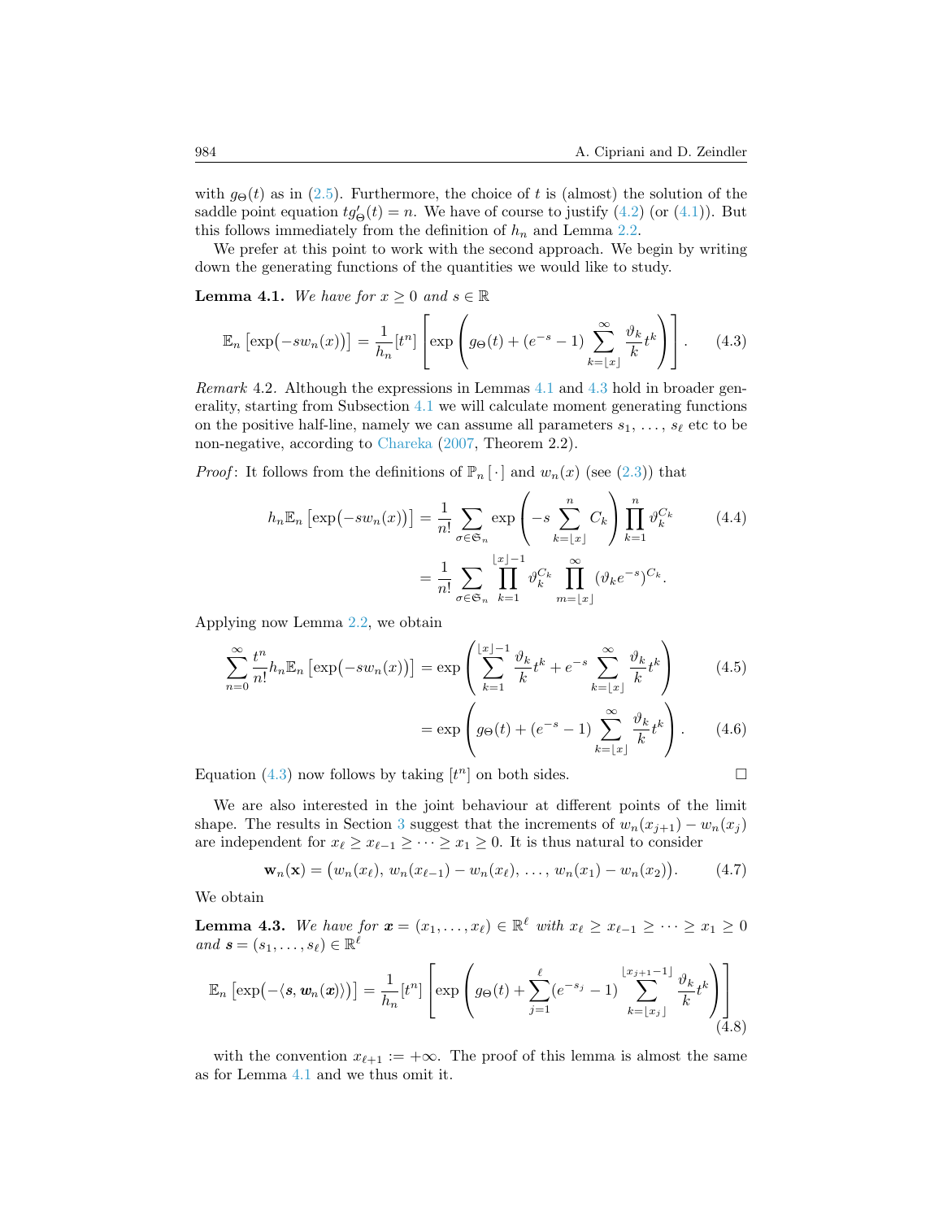with $g_\Theta(t)$ as in (2.5). Furthermore, the choice of $t$ is (almost) the solution of the saddle point equation $tg'_\Theta(t) = n$. We have of course to justify (4.2) (or (4.1)). But this follows immediately from the definition of $h_n$ and Lemma 2.2.

We prefer at this point to work with the second approach. We begin by writing down the generating functions of the quantities we would like to study.

**Lemma 4.1.** *We have for $x \geq 0$ and $s \in \mathbb{R}$*

$$\mathbb{E}_n\left[\exp\bigl(-sw_n(x)\bigr)\right] = \frac{1}{h_n}[t^n]\left[\exp\left(g_\Theta(t) + (e^{-s}-1)\sum_{k=\lfloor x\rfloor}^{\infty}\frac{\vartheta_k}{k}t^k\right)\right]. \tag{4.3}$$

*Remark* 4.2. Although the expressions in Lemmas 4.1 and 4.3 hold in broader generality, starting from Subsection 4.1 we will calculate moment generating functions on the positive half-line, namely we can assume all parameters $s_1, \ldots, s_\ell$ etc to be non-negative, according to Chareka (2007, Theorem 2.2).

*Proof*: It follows from the definitions of $\mathbb{P}_n[\,\cdot\,]$ and $w_n(x)$ (see (2.3)) that

$$\begin{aligned}
h_n\mathbb{E}_n\left[\exp\bigl(-sw_n(x)\bigr)\right] &= \frac{1}{n!}\sum_{\sigma\in\mathfrak{S}_n}\exp\left(-s\sum_{k=\lfloor x\rfloor}^{n}C_k\right)\prod_{k=1}^{n}\vartheta_k^{C_k} \qquad (4.4)\\
&= \frac{1}{n!}\sum_{\sigma\in\mathfrak{S}_n}\prod_{k=1}^{\lfloor x\rfloor-1}\vartheta_k^{C_k}\prod_{m=\lfloor x\rfloor}^{\infty}(\vartheta_k e^{-s})^{C_k}.
\end{aligned}$$

Applying now Lemma 2.2, we obtain

$$\begin{aligned}
\sum_{n=0}^{\infty}\frac{t^n}{n!}h_n\mathbb{E}_n\left[\exp\bigl(-sw_n(x)\bigr)\right] &= \exp\left(\sum_{k=1}^{\lfloor x\rfloor-1}\frac{\vartheta_k}{k}t^k + e^{-s}\sum_{k=\lfloor x\rfloor}^{\infty}\frac{\vartheta_k}{k}t^k\right) \qquad (4.5)\\
&= \exp\left(g_\Theta(t) + (e^{-s}-1)\sum_{k=\lfloor x\rfloor}^{\infty}\frac{\vartheta_k}{k}t^k\right). \qquad (4.6)
\end{aligned}$$

Equation (4.3) now follows by taking $[t^n]$ on both sides. □

We are also interested in the joint behaviour at different points of the limit shape. The results in Section 3 suggest that the increments of $w_n(x_{j+1}) - w_n(x_j)$ are independent for $x_\ell \geq x_{\ell-1} \geq \cdots \geq x_1 \geq 0$. It is thus natural to consider

$$\mathbf{w}_n(\mathbf{x}) = \bigl(w_n(x_\ell),\, w_n(x_{\ell-1}) - w_n(x_\ell),\, \ldots,\, w_n(x_1) - w_n(x_2)\bigr). \tag{4.7}$$

We obtain

**Lemma 4.3.** *We have for $\boldsymbol{x} = (x_1, \ldots, x_\ell) \in \mathbb{R}^\ell$ with $x_\ell \geq x_{\ell-1} \geq \cdots \geq x_1 \geq 0$ and $\boldsymbol{s} = (s_1, \ldots, s_\ell) \in \mathbb{R}^\ell$*

$$\mathbb{E}_n\left[\exp\bigl(-\langle\boldsymbol{s}, \boldsymbol{w}_n(\boldsymbol{x})\rangle\bigr)\right] = \frac{1}{h_n}[t^n]\left[\exp\left(g_\Theta(t) + \sum_{j=1}^{\ell}(e^{-s_j}-1)\sum_{k=\lfloor x_j\rfloor}^{\lfloor x_{j+1}-1\rfloor}\frac{\vartheta_k}{k}t^k\right)\right] \tag{4.8}$$

with the convention $x_{\ell+1} := +\infty$. The proof of this lemma is almost the same as for Lemma 4.1 and we thus omit it.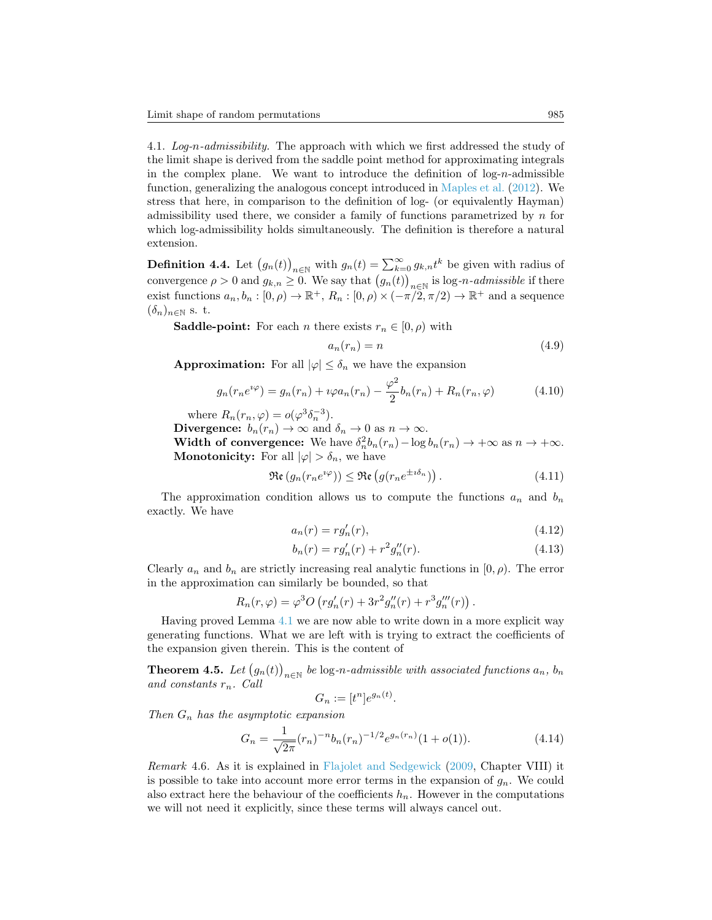4.1. *Log-n-admissibility.* The approach with which we first addressed the study of the limit shape is derived from the saddle point method for approximating integrals in the complex plane. We want to introduce the definition of log-$n$-admissible function, generalizing the analogous concept introduced in Maples et al. (2012). We stress that here, in comparison to the definition of log- (or equivalently Hayman) admissibility used there, we consider a family of functions parametrized by $n$ for which log-admissibility holds simultaneously. The definition is therefore a natural extension.

**Definition 4.4.** Let $\left(g_n(t)\right)_{n\in\mathbb{N}}$ with $g_n(t) = \sum_{k=0}^{\infty} g_{k,n} t^k$ be given with radius of convergence $\rho > 0$ and $g_{k,n} \geq 0$. We say that $\left(g_n(t)\right)_{n\in\mathbb{N}}$ is log-$n$-*admissible* if there exist functions $a_n, b_n : [0,\rho) \to \mathbb{R}^+$, $R_n : [0,\rho) \times (-\pi/2, \pi/2) \to \mathbb{R}^+$ and a sequence $(\delta_n)_{n\in\mathbb{N}}$ s. t.

**Saddle-point:** For each $n$ there exists $r_n \in [0,\rho)$ with

$$a_n(r_n) = n \tag{4.9}$$

**Approximation:** For all $|\varphi| \leq \delta_n$ we have the expansion

$$g_n(r_n e^{\imath\varphi}) = g_n(r_n) + \imath\varphi a_n(r_n) - \frac{\varphi^2}{2} b_n(r_n) + R_n(r_n, \varphi) \tag{4.10}$$

where $R_n(r_n, \varphi) = o(\varphi^3 \delta_n^{-3})$.

**Divergence:** $b_n(r_n) \to \infty$ and $\delta_n \to 0$ as $n \to \infty$.

**Width of convergence:** We have $\delta_n^2 b_n(r_n) - \log b_n(r_n) \to +\infty$ as $n \to +\infty$.

**Monotonicity:** For all $|\varphi| > \delta_n$, we have

$$\mathfrak{Re}\left(g_n(r_n e^{\imath\varphi})\right) \leq \mathfrak{Re}\left(g(r_n e^{\pm\imath\delta_n})\right). \tag{4.11}$$

The approximation condition allows us to compute the functions $a_n$ and $b_n$ exactly. We have

$$a_n(r) = r g_n'(r), \tag{4.12}$$

$$b_n(r) = r g_n'(r) + r^2 g_n''(r). \tag{4.13}$$

Clearly $a_n$ and $b_n$ are strictly increasing real analytic functions in $[0,\rho)$. The error in the approximation can similarly be bounded, so that

$$R_n(r,\varphi) = \varphi^3 O\left(r g_n'(r) + 3r^2 g_n''(r) + r^3 g_n'''(r)\right).$$

Having proved Lemma 4.1 we are now able to write down in a more explicit way generating functions. What we are left with is trying to extract the coefficients of the expansion given therein. This is the content of

**Theorem 4.5.** *Let $\left(g_n(t)\right)_{n\in\mathbb{N}}$ be log-$n$-admissible with associated functions $a_n$, $b_n$ and constants $r_n$. Call*

$$G_n := [t^n] e^{g_n(t)}.$$

*Then $G_n$ has the asymptotic expansion*

$$G_n = \frac{1}{\sqrt{2\pi}} (r_n)^{-n} b_n(r_n)^{-1/2} e^{g_n(r_n)} (1 + o(1)). \tag{4.14}$$

*Remark* 4.6. As it is explained in Flajolet and Sedgewick (2009, Chapter VIII) it is possible to take into account more error terms in the expansion of $g_n$. We could also extract here the behaviour of the coefficients $h_n$. However in the computations we will not need it explicitly, since these terms will always cancel out.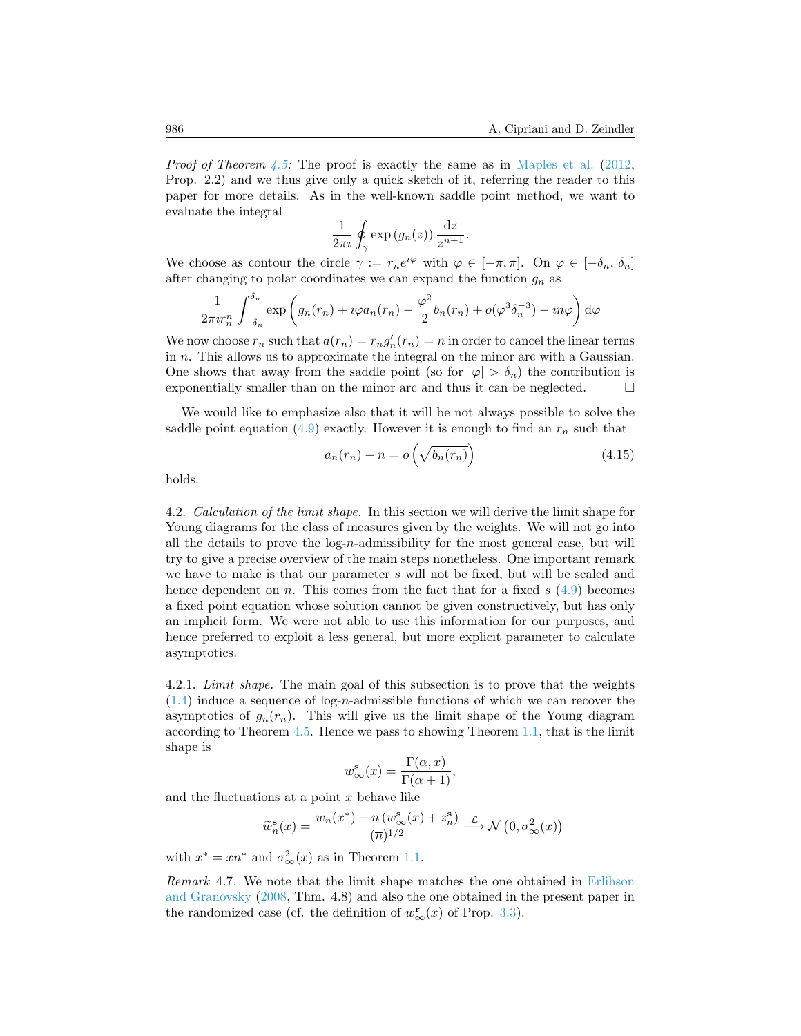*Proof of Theorem 4.5:* The proof is exactly the same as in Maples et al. (2012, Prop. 2.2) and we thus give only a quick sketch of it, referring the reader to this paper for more details. As in the well-known saddle point method, we want to evaluate the integral

$$\frac{1}{2\pi\imath}\oint_\gamma \exp\left(g_n(z)\right)\frac{\mathrm{d}z}{z^{n+1}}.$$

We choose as contour the circle $\gamma := r_n e^{\imath\varphi}$ with $\varphi \in [-\pi, \pi]$. On $\varphi \in [-\delta_n, \delta_n]$ after changing to polar coordinates we can expand the function $g_n$ as

$$\frac{1}{2\pi\imath r_n^n}\int_{-\delta_n}^{\delta_n} \exp\left(g_n(r_n) + \imath\varphi a_n(r_n) - \frac{\varphi^2}{2}b_n(r_n) + o(\varphi^3\delta_n^{-3}) - \imath n\varphi\right)\mathrm{d}\varphi$$

We now choose $r_n$ such that $a(r_n) = r_n g_n'(r_n) = n$ in order to cancel the linear terms in $n$. This allows us to approximate the integral on the minor arc with a Gaussian. One shows that away from the saddle point (so for $|\varphi| > \delta_n$) the contribution is exponentially smaller than on the minor arc and thus it can be neglected. □

We would like to emphasize also that it will be not always possible to solve the saddle point equation (4.9) exactly. However it is enough to find an $r_n$ such that

$$a_n(r_n) - n = o\left(\sqrt{b_n(r_n)}\right) \tag{4.15}$$

holds.

4.2. *Calculation of the limit shape.* In this section we will derive the limit shape for Young diagrams for the class of measures given by the weights. We will not go into all the details to prove the log-$n$-admissibility for the most general case, but will try to give a precise overview of the main steps nonetheless. One important remark we have to make is that our parameter $s$ will not be fixed, but will be scaled and hence dependent on $n$. This comes from the fact that for a fixed $s$ (4.9) becomes a fixed point equation whose solution cannot be given constructively, but has only an implicit form. We were not able to use this information for our purposes, and hence preferred to exploit a less general, but more explicit parameter to calculate asymptotics.

4.2.1. *Limit shape.* The main goal of this subsection is to prove that the weights (1.4) induce a sequence of log-$n$-admissible functions of which we can recover the asymptotics of $g_n(r_n)$. This will give us the limit shape of the Young diagram according to Theorem 4.5. Hence we pass to showing Theorem 1.1, that is the limit shape is

$$w_\infty^{\mathbf{s}}(x) = \frac{\Gamma(\alpha, x)}{\Gamma(\alpha+1)},$$

and the fluctuations at a point $x$ behave like

$$\widetilde{w}_n^{\mathbf{s}}(x) = \frac{w_n(x^*) - \overline{n}\left(w_\infty^{\mathbf{s}}(x) + z_n^{\mathbf{s}}\right)}{(\overline{n})^{1/2}} \xrightarrow{\mathcal{L}} \mathcal{N}\left(0, \sigma_\infty^2(x)\right)$$

with $x^* = xn^*$ and $\sigma_\infty^2(x)$ as in Theorem 1.1.

*Remark* 4.7. We note that the limit shape matches the one obtained in Erlihson and Granovsky (2008, Thm. 4.8) and also the one obtained in the present paper in the randomized case (cf. the definition of $w_\infty^{\mathbf{r}}(x)$ of Prop. 3.3).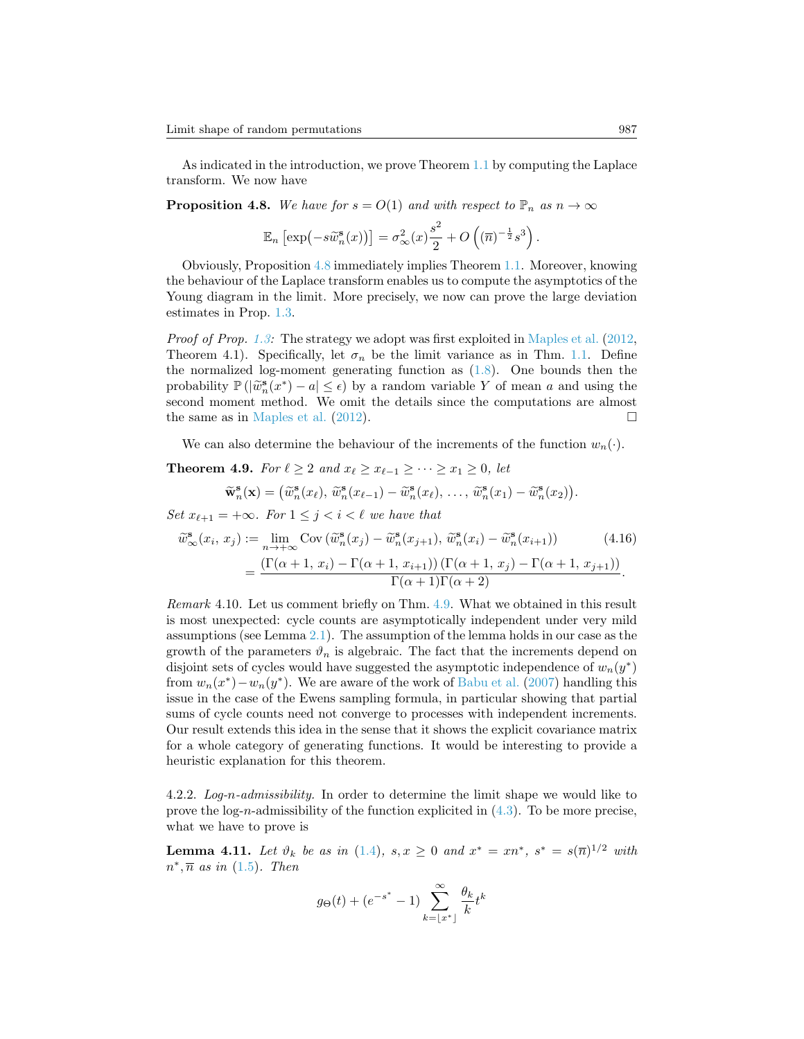As indicated in the introduction, we prove Theorem 1.1 by computing the Laplace transform. We now have

**Proposition 4.8.** *We have for $s = O(1)$ and with respect to $\mathbb{P}_n$ as $n \to \infty$*

$$\mathbb{E}_n \left[\exp\left(-s\widetilde{w}_n^{\mathbf{s}}(x)\right)\right] = \sigma_\infty^2(x)\frac{s^2}{2} + O\left((\overline{n})^{-\frac{1}{2}}s^3\right).$$

Obviously, Proposition 4.8 immediately implies Theorem 1.1. Moreover, knowing the behaviour of the Laplace transform enables us to compute the asymptotics of the Young diagram in the limit. More precisely, we now can prove the large deviation estimates in Prop. 1.3.

*Proof of Prop. 1.3:* The strategy we adopt was first exploited in Maples et al. (2012, Theorem 4.1). Specifically, let $\sigma_n$ be the limit variance as in Thm. 1.1. Define the normalized log-moment generating function as (1.8). One bounds then the probability $\mathbb{P}\left(|\widetilde{w}_n^{\mathbf{s}}(x^*) - a| \le \epsilon\right)$ by a random variable $Y$ of mean $a$ and using the second moment method. We omit the details since the computations are almost the same as in Maples et al. (2012). $\square$

We can also determine the behaviour of the increments of the function $w_n(\cdot)$.

**Theorem 4.9.** *For $\ell \ge 2$ and $x_\ell \ge x_{\ell-1} \ge \cdots \ge x_1 \ge 0$, let*

$$\widetilde{\mathbf{w}}_n^{\mathbf{s}}(\mathbf{x}) = \left(\widetilde{w}_n^{\mathbf{s}}(x_\ell),\, \widetilde{w}_n^{\mathbf{s}}(x_{\ell-1}) - \widetilde{w}_n^{\mathbf{s}}(x_\ell),\, \ldots,\, \widetilde{w}_n^{\mathbf{s}}(x_1) - \widetilde{w}_n^{\mathbf{s}}(x_2)\right).$$

*Set $x_{\ell+1} = +\infty$. For $1 \le j < i < \ell$ we have that*

$$\begin{aligned}\widetilde{w}_\infty^{\mathbf{s}}(x_i,\, x_j) &:= \lim_{n\to+\infty} \operatorname{Cov}\left(\widetilde{w}_n^{\mathbf{s}}(x_j) - \widetilde{w}_n^{\mathbf{s}}(x_{j+1}),\, \widetilde{w}_n^{\mathbf{s}}(x_i) - \widetilde{w}_n^{\mathbf{s}}(x_{i+1})\right) \qquad (4.16)\\ &= \frac{\left(\Gamma(\alpha+1,\, x_i) - \Gamma(\alpha+1,\, x_{i+1})\right)\left(\Gamma(\alpha+1,\, x_j) - \Gamma(\alpha+1,\, x_{j+1})\right)}{\Gamma(\alpha+1)\Gamma(\alpha+2)}.\end{aligned}$$

*Remark* 4.10. Let us comment briefly on Thm. 4.9. What we obtained in this result is most unexpected: cycle counts are asymptotically independent under very mild assumptions (see Lemma 2.1). The assumption of the lemma holds in our case as the growth of the parameters $\vartheta_n$ is algebraic. The fact that the increments depend on disjoint sets of cycles would have suggested the asymptotic independence of $w_n(y^*)$ from $w_n(x^*) - w_n(y^*)$. We are aware of the work of Babu et al. (2007) handling this issue in the case of the Ewens sampling formula, in particular showing that partial sums of cycle counts need not converge to processes with independent increments. Our result extends this idea in the sense that it shows the explicit covariance matrix for a whole category of generating functions. It would be interesting to provide a heuristic explanation for this theorem.

4.2.2. *Log-n-admissibility.* In order to determine the limit shape we would like to prove the log-$n$-admissibility of the function explicited in (4.3). To be more precise, what we have to prove is

**Lemma 4.11.** *Let $\vartheta_k$ be as in (1.4), $s, x \ge 0$ and $x^* = xn^*$, $s^* = s(\overline{n})^{1/2}$ with $n^*, \overline{n}$ as in (1.5). Then*

$$g_\Theta(t) + (e^{-s^*} - 1)\sum_{k=\lfloor x^*\rfloor}^{\infty} \frac{\theta_k}{k} t^k$$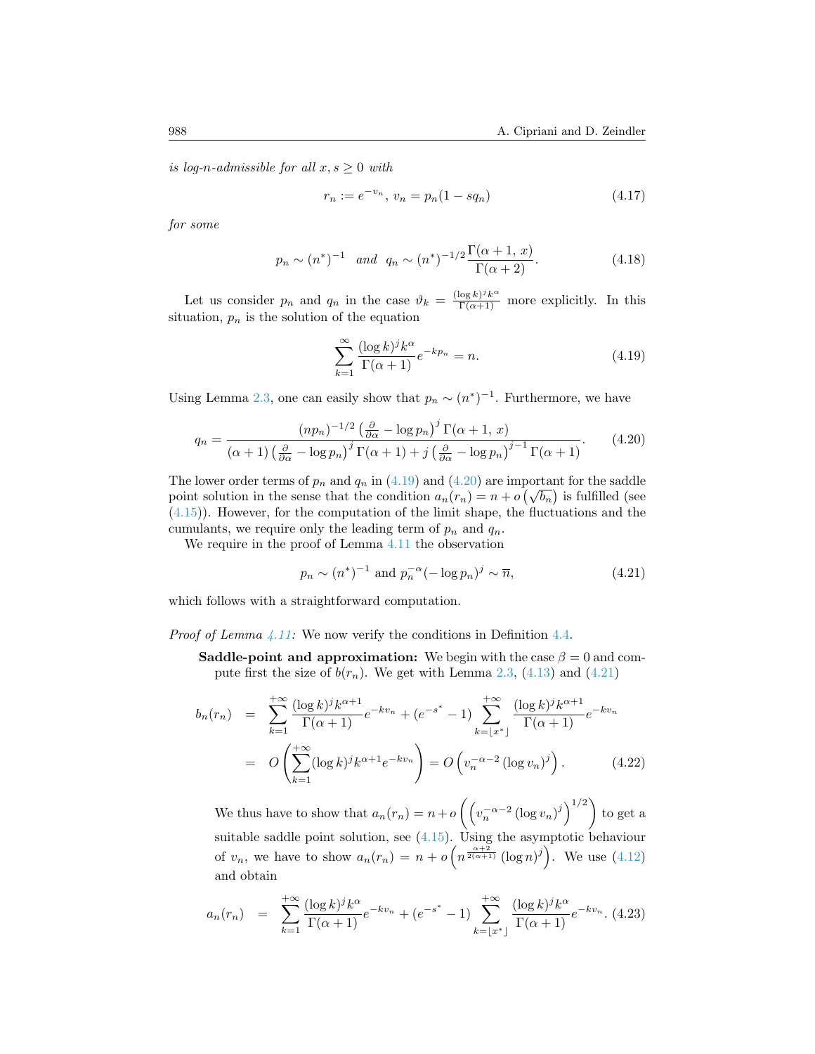*is log-n-admissible for all $x, s \geq 0$ with*

$$r_n := e^{-v_n},\ v_n = p_n(1 - sq_n) \tag{4.17}$$

*for some*

$$p_n \sim (n^*)^{-1} \quad and \quad q_n \sim (n^*)^{-1/2} \frac{\Gamma(\alpha+1,\, x)}{\Gamma(\alpha+2)}. \tag{4.18}$$

Let us consider $p_n$ and $q_n$ in the case $\vartheta_k = \frac{(\log k)^j k^\alpha}{\Gamma(\alpha+1)}$ more explicitly. In this situation, $p_n$ is the solution of the equation

$$\sum_{k=1}^{\infty} \frac{(\log k)^j k^\alpha}{\Gamma(\alpha+1)} e^{-kp_n} = n. \tag{4.19}$$

Using Lemma 2.3, one can easily show that $p_n \sim (n^*)^{-1}$. Furthermore, we have

$$q_n = \frac{(np_n)^{-1/2}\left(\frac{\partial}{\partial\alpha} - \log p_n\right)^j \Gamma(\alpha+1,\, x)}{(\alpha+1)\left(\frac{\partial}{\partial\alpha} - \log p_n\right)^j \Gamma(\alpha+1) + j\left(\frac{\partial}{\partial\alpha} - \log p_n\right)^{j-1}\Gamma(\alpha+1)}. \tag{4.20}$$

The lower order terms of $p_n$ and $q_n$ in (4.19) and (4.20) are important for the saddle point solution in the sense that the condition $a_n(r_n) = n + o\left(\sqrt{b_n}\right)$ is fulfilled (see (4.15)). However, for the computation of the limit shape, the fluctuations and the cumulants, we require only the leading term of $p_n$ and $q_n$.

We require in the proof of Lemma 4.11 the observation

$$p_n \sim (n^*)^{-1} \text{ and } p_n^{-\alpha}(-\log p_n)^j \sim \overline{n}, \tag{4.21}$$

which follows with a straightforward computation.

*Proof of Lemma 4.11:* We now verify the conditions in Definition 4.4.

**Saddle-point and approximation:** We begin with the case $\beta = 0$ and compute first the size of $b(r_n)$. We get with Lemma 2.3, (4.13) and (4.21)

$$\begin{aligned} b_n(r_n) &= \sum_{k=1}^{+\infty} \frac{(\log k)^j k^{\alpha+1}}{\Gamma(\alpha+1)} e^{-kv_n} + (e^{-s^*} - 1) \sum_{k=\lfloor x^* \rfloor}^{+\infty} \frac{(\log k)^j k^{\alpha+1}}{\Gamma(\alpha+1)} e^{-kv_n} \\ &= O\left(\sum_{k=1}^{+\infty} (\log k)^j k^{\alpha+1} e^{-kv_n}\right) = O\left(v_n^{-\alpha-2}\left(\log v_n\right)^j\right). \end{aligned} \tag{4.22}$$

We thus have to show that $a_n(r_n) = n + o\left(\left(v_n^{-\alpha-2}\left(\log v_n\right)^j\right)^{1/2}\right)$ to get a suitable saddle point solution, see (4.15). Using the asymptotic behaviour of $v_n$, we have to show $a_n(r_n) = n + o\left(n^{\frac{\alpha+2}{2(\alpha+1)}}\left(\log n\right)^j\right)$. We use (4.12) and obtain

$$a_n(r_n) = \sum_{k=1}^{+\infty} \frac{(\log k)^j k^\alpha}{\Gamma(\alpha+1)} e^{-kv_n} + (e^{-s^*} - 1) \sum_{k=\lfloor x^* \rfloor}^{+\infty} \frac{(\log k)^j k^\alpha}{\Gamma(\alpha+1)} e^{-kv_n}. \tag{4.23}$$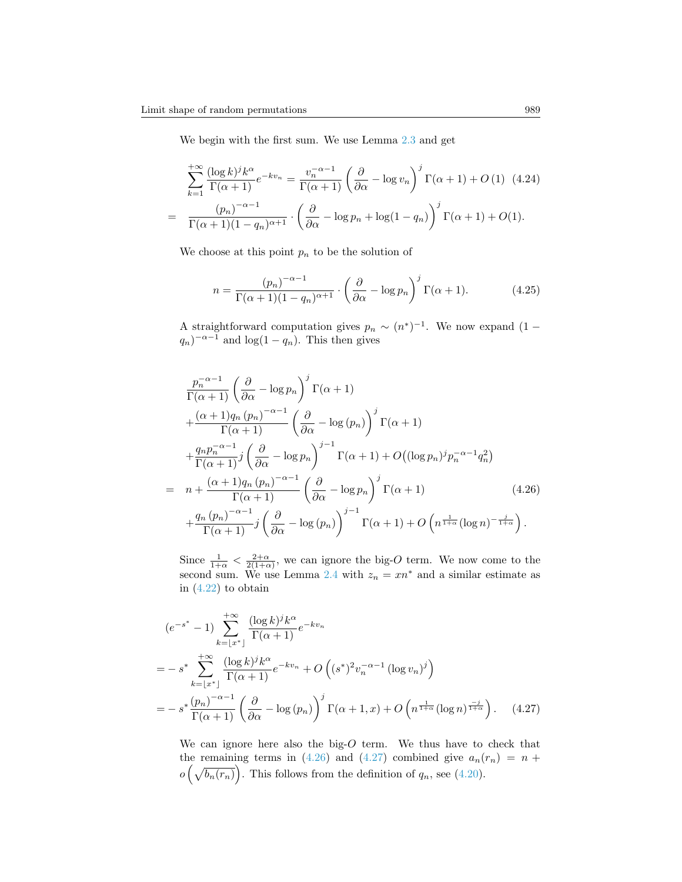We begin with the first sum. We use Lemma 2.3 and get

$$\sum_{k=1}^{+\infty} \frac{(\log k)^j k^\alpha}{\Gamma(\alpha+1)} e^{-kv_n} = \frac{v_n^{-\alpha-1}}{\Gamma(\alpha+1)} \left( \frac{\partial}{\partial \alpha} - \log v_n \right)^j \Gamma(\alpha+1) + O(1) \tag{4.24}$$

$$= \frac{(p_n)^{-\alpha-1}}{\Gamma(\alpha+1)(1-q_n)^{\alpha+1}} \cdot \left( \frac{\partial}{\partial \alpha} - \log p_n + \log(1-q_n) \right)^j \Gamma(\alpha+1) + O(1).$$

We choose at this point $p_n$ to be the solution of

$$n = \frac{(p_n)^{-\alpha-1}}{\Gamma(\alpha+1)(1-q_n)^{\alpha+1}} \cdot \left( \frac{\partial}{\partial \alpha} - \log p_n \right)^j \Gamma(\alpha+1). \tag{4.25}$$

A straightforward computation gives $p_n \sim (n^*)^{-1}$. We now expand $(1-q_n)^{-\alpha-1}$ and $\log(1-q_n)$. This then gives

$$\begin{aligned}
&\frac{p_n^{-\alpha-1}}{\Gamma(\alpha+1)} \left( \frac{\partial}{\partial \alpha} - \log p_n \right)^j \Gamma(\alpha+1) \\
&+ \frac{(\alpha+1) q_n (p_n)^{-\alpha-1}}{\Gamma(\alpha+1)} \left( \frac{\partial}{\partial \alpha} - \log (p_n) \right)^j \Gamma(\alpha+1) \\
&+ \frac{q_n p_n^{-\alpha-1}}{\Gamma(\alpha+1)} j \left( \frac{\partial}{\partial \alpha} - \log p_n \right)^{j-1} \Gamma(\alpha+1) + O\big( (\log p_n)^j p_n^{-\alpha-1} q_n^2 \big) \\
= \;& n + \frac{(\alpha+1) q_n (p_n)^{-\alpha-1}}{\Gamma(\alpha+1)} \left( \frac{\partial}{\partial \alpha} - \log p_n \right)^j \Gamma(\alpha+1) \\
&+ \frac{q_n (p_n)^{-\alpha-1}}{\Gamma(\alpha+1)} j \left( \frac{\partial}{\partial \alpha} - \log (p_n) \right)^{j-1} \Gamma(\alpha+1) + O\left( n^{\frac{1}{1+\alpha}} (\log n)^{-\frac{j}{1+\alpha}} \right).
\end{aligned} \tag{4.26}$$

Since $\frac{1}{1+\alpha} < \frac{2+\alpha}{2(1+\alpha)}$, we can ignore the big-$O$ term. We now come to the second sum. We use Lemma 2.4 with $z_n = xn^*$ and a similar estimate as in (4.22) to obtain

$$\begin{aligned}
&(e^{-s^*} - 1) \sum_{k=\lfloor x^* \rfloor}^{+\infty} \frac{(\log k)^j k^\alpha}{\Gamma(\alpha+1)} e^{-kv_n} \\
= &- s^* \sum_{k=\lfloor x^* \rfloor}^{+\infty} \frac{(\log k)^j k^\alpha}{\Gamma(\alpha+1)} e^{-kv_n} + O\left( (s^*)^2 v_n^{-\alpha-1} (\log v_n)^j \right) \\
= &- s^* \frac{(p_n)^{-\alpha-1}}{\Gamma(\alpha+1)} \left( \frac{\partial}{\partial \alpha} - \log (p_n) \right)^j \Gamma(\alpha+1, x) + O\left( n^{\frac{1}{1+\alpha}} (\log n)^{\frac{-j}{1+\alpha}} \right).
\end{aligned} \tag{4.27}$$

We can ignore here also the big-$O$ term. We thus have to check that the remaining terms in (4.26) and (4.27) combined give $a_n(r_n) = n + o\Big(\sqrt{b_n(r_n)}\Big)$. This follows from the definition of $q_n$, see (4.20).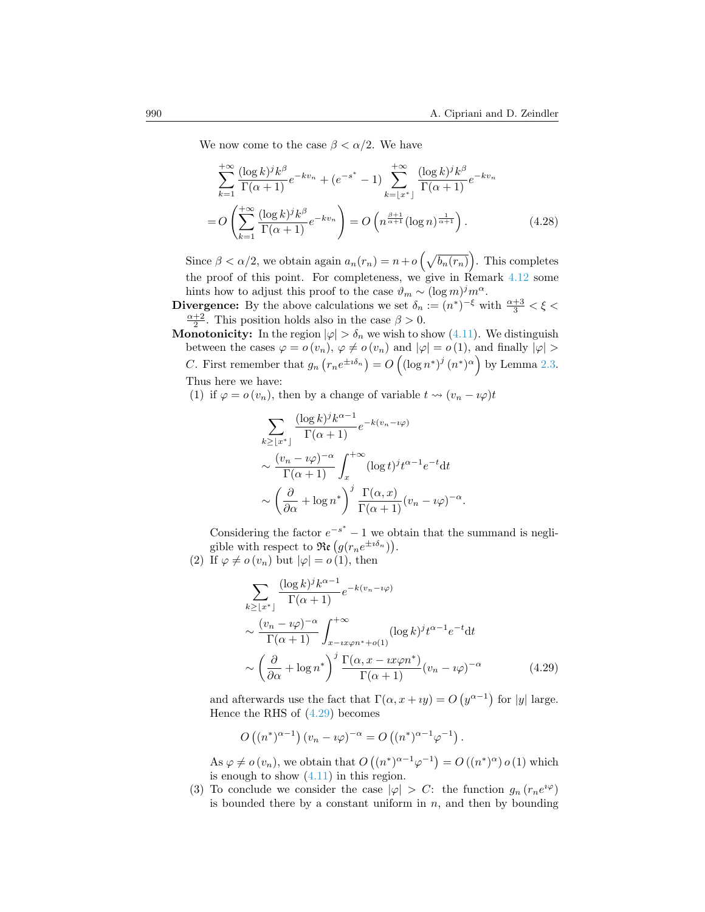We now come to the case $\beta < \alpha/2$. We have

$$
\begin{aligned}
&\sum_{k=1}^{+\infty} \frac{(\log k)^j k^\beta}{\Gamma(\alpha+1)} e^{-kv_n} + (e^{-s^*}-1) \sum_{k=\lfloor x^* \rfloor}^{+\infty} \frac{(\log k)^j k^\beta}{\Gamma(\alpha+1)} e^{-kv_n} \\
&= O\left( \sum_{k=1}^{+\infty} \frac{(\log k)^j k^\beta}{\Gamma(\alpha+1)} e^{-kv_n} \right) = O\left( n^{\frac{\beta+1}{\alpha+1}} (\log n)^{\frac{1}{\alpha+1}} \right). \qquad (4.28)
\end{aligned}
$$

Since $\beta < \alpha/2$, we obtain again $a_n(r_n) = n + o\left(\sqrt{b_n(r_n)}\right)$. This completes the proof of this point. For completeness, we give in Remark 4.12 some hints how to adjust this proof to the case $\vartheta_m \sim (\log m)^j m^\alpha$.

**Divergence:** By the above calculations we set $\delta_n := (n^*)^{-\xi}$ with $\frac{\alpha+3}{3} < \xi < \frac{\alpha+2}{2}$. This position holds also in the case $\beta > 0$.

**Monotonicity:** In the region $|\varphi| > \delta_n$ we wish to show (4.11). We distinguish between the cases $\varphi = o(v_n)$, $\varphi \neq o(v_n)$ and $|\varphi| = o(1)$, and finally $|\varphi| > C$. First remember that $g_n\left(r_n e^{\pm \imath \delta_n}\right) = O\left((\log n^*)^j (n^*)^\alpha\right)$ by Lemma 2.3. Thus here we have:

(1) if $\varphi = o(v_n)$, then by a change of variable $t \rightsquigarrow (v_n - \imath\varphi)t$

$$
\begin{aligned}
&\sum_{k \geq \lfloor x^* \rfloor} \frac{(\log k)^j k^{\alpha-1}}{\Gamma(\alpha+1)} e^{-k(v_n - \imath\varphi)} \\
&\sim \frac{(v_n - \imath\varphi)^{-\alpha}}{\Gamma(\alpha+1)} \int_x^{+\infty} (\log t)^j t^{\alpha-1} e^{-t} \mathrm{d}t \\
&\sim \left( \frac{\partial}{\partial \alpha} + \log n^* \right)^j \frac{\Gamma(\alpha, x)}{\Gamma(\alpha+1)} (v_n - \imath\varphi)^{-\alpha}.
\end{aligned}
$$

Considering the factor $e^{-s^*} - 1$ we obtain that the summand is negligible with respect to $\mathfrak{Re}\left(g(r_n e^{\pm \imath \delta_n})\right)$.

(2) If $\varphi \neq o(v_n)$ but $|\varphi| = o(1)$, then

$$
\begin{aligned}
&\sum_{k \geq \lfloor x^* \rfloor} \frac{(\log k)^j k^{\alpha-1}}{\Gamma(\alpha+1)} e^{-k(v_n - \imath\varphi)} \\
&\sim \frac{(v_n - \imath\varphi)^{-\alpha}}{\Gamma(\alpha+1)} \int_{x - \imath x \varphi n^* + o(1)}^{+\infty} (\log k)^j t^{\alpha-1} e^{-t} \mathrm{d}t \\
&\sim \left( \frac{\partial}{\partial \alpha} + \log n^* \right)^j \frac{\Gamma(\alpha, x - \imath x \varphi n^*)}{\Gamma(\alpha+1)} (v_n - \imath\varphi)^{-\alpha} \qquad (4.29)
\end{aligned}
$$

and afterwards use the fact that $\Gamma(\alpha, x + \imath y) = O\left(y^{\alpha-1}\right)$ for $|y|$ large. Hence the RHS of (4.29) becomes

$$
O\left((n^*)^{\alpha-1}\right)(v_n - \imath\varphi)^{-\alpha} = O\left((n^*)^{\alpha-1} \varphi^{-1}\right).
$$

As $\varphi \neq o(v_n)$, we obtain that $O\left((n^*)^{\alpha-1}\varphi^{-1}\right) = O\left((n^*)^\alpha\right) o(1)$ which is enough to show (4.11) in this region.

(3) To conclude we consider the case $|\varphi| > C$: the function $g_n\left(r_n e^{\imath\varphi}\right)$ is bounded there by a constant uniform in $n$, and then by bounding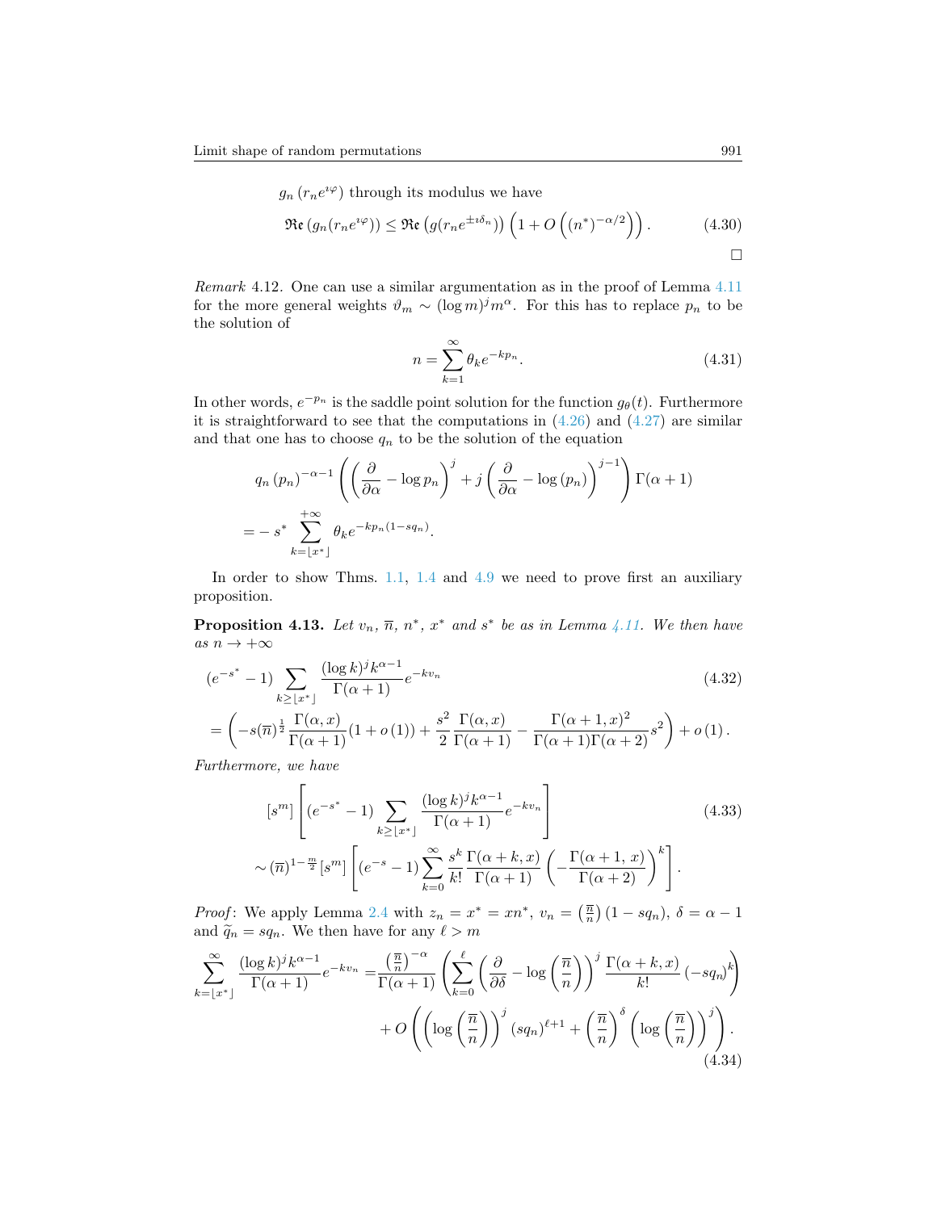$g_n\left(r_n e^{\imath\varphi}\right)$ through its modulus we have

$$\mathfrak{Re}\left(g_n(r_n e^{\imath\varphi})\right) \le \mathfrak{Re}\left(g(r_n e^{\pm\imath\delta_n})\right)\left(1 + O\left(\left(n^*\right)^{-\alpha/2}\right)\right). \tag{4.30}$$

□

*Remark* 4.12. One can use a similar argumentation as in the proof of Lemma 4.11 for the more general weights $\vartheta_m \sim (\log m)^j m^\alpha$. For this has to replace $p_n$ to be the solution of

$$n = \sum_{k=1}^{\infty} \theta_k e^{-kp_n}. \tag{4.31}$$

In other words, $e^{-p_n}$ is the saddle point solution for the function $g_\theta(t)$. Furthermore it is straightforward to see that the computations in (4.26) and (4.27) are similar and that one has to choose $q_n$ to be the solution of the equation

$$\begin{aligned}
&q_n\left(p_n\right)^{-\alpha-1}\left(\left(\frac{\partial}{\partial\alpha} - \log p_n\right)^j + j\left(\frac{\partial}{\partial\alpha} - \log\left(p_n\right)\right)^{j-1}\right)\Gamma(\alpha+1) \\
&= -\, s^* \sum_{k=\lfloor x^*\rfloor}^{+\infty} \theta_k e^{-kp_n(1-sq_n)}.
\end{aligned}$$

In order to show Thms. 1.1, 1.4 and 4.9 we need to prove first an auxiliary proposition.

**Proposition 4.13.** *Let $v_n$, $\overline{n}$, $n^*$, $x^*$ and $s^*$ be as in Lemma 4.11. We then have as $n \to +\infty$*

$$\begin{aligned}
&(e^{-s^*} - 1)\sum_{k\ge\lfloor x^*\rfloor} \frac{(\log k)^j k^{\alpha-1}}{\Gamma(\alpha+1)} e^{-kv_n} \qquad (4.32)\\
&= \left(-s(\overline{n})^{\frac{1}{2}}\frac{\Gamma(\alpha,x)}{\Gamma(\alpha+1)}(1+o(1)) + \frac{s^2}{2}\frac{\Gamma(\alpha,x)}{\Gamma(\alpha+1)} - \frac{\Gamma(\alpha+1,x)^2}{\Gamma(\alpha+1)\Gamma(\alpha+2)}s^2\right) + o(1).
\end{aligned}$$

*Furthermore, we have*

$$\begin{aligned}
&[s^m]\left[(e^{-s^*} - 1)\sum_{k\ge\lfloor x^*\rfloor} \frac{(\log k)^j k^{\alpha-1}}{\Gamma(\alpha+1)} e^{-kv_n}\right] \qquad (4.33)\\
&\sim (\overline{n})^{1-\frac{m}{2}}[s^m]\left[(e^{-s} - 1)\sum_{k=0}^{\infty}\frac{s^k}{k!}\frac{\Gamma(\alpha+k,x)}{\Gamma(\alpha+1)}\left(-\frac{\Gamma(\alpha+1,\,x)}{\Gamma(\alpha+2)}\right)^k\right].
\end{aligned}$$

*Proof*: We apply Lemma 2.4 with $z_n = x^* = xn^*$, $v_n = \left(\frac{\overline{n}}{n}\right)(1 - sq_n)$, $\delta = \alpha - 1$ and $\widetilde{q}_n = sq_n$. We then have for any $\ell > m$

$$\begin{aligned}
\sum_{k=\lfloor x^*\rfloor}^{\infty} \frac{(\log k)^j k^{\alpha-1}}{\Gamma(\alpha+1)} e^{-kv_n} =& \frac{\left(\frac{\overline{n}}{n}\right)^{-\alpha}}{\Gamma(\alpha+1)}\left(\sum_{k=0}^{\ell}\left(\frac{\partial}{\partial\delta} - \log\left(\frac{\overline{n}}{n}\right)\right)^j\frac{\Gamma(\alpha+k,x)}{k!}\left(-sq_n\right)^k\right) \\
&+ O\left(\left(\log\left(\frac{\overline{n}}{n}\right)\right)^j\left(sq_n\right)^{\ell+1} + \left(\frac{\overline{n}}{n}\right)^{\delta}\left(\log\left(\frac{\overline{n}}{n}\right)\right)^j\right).
\end{aligned} \tag{4.34}$$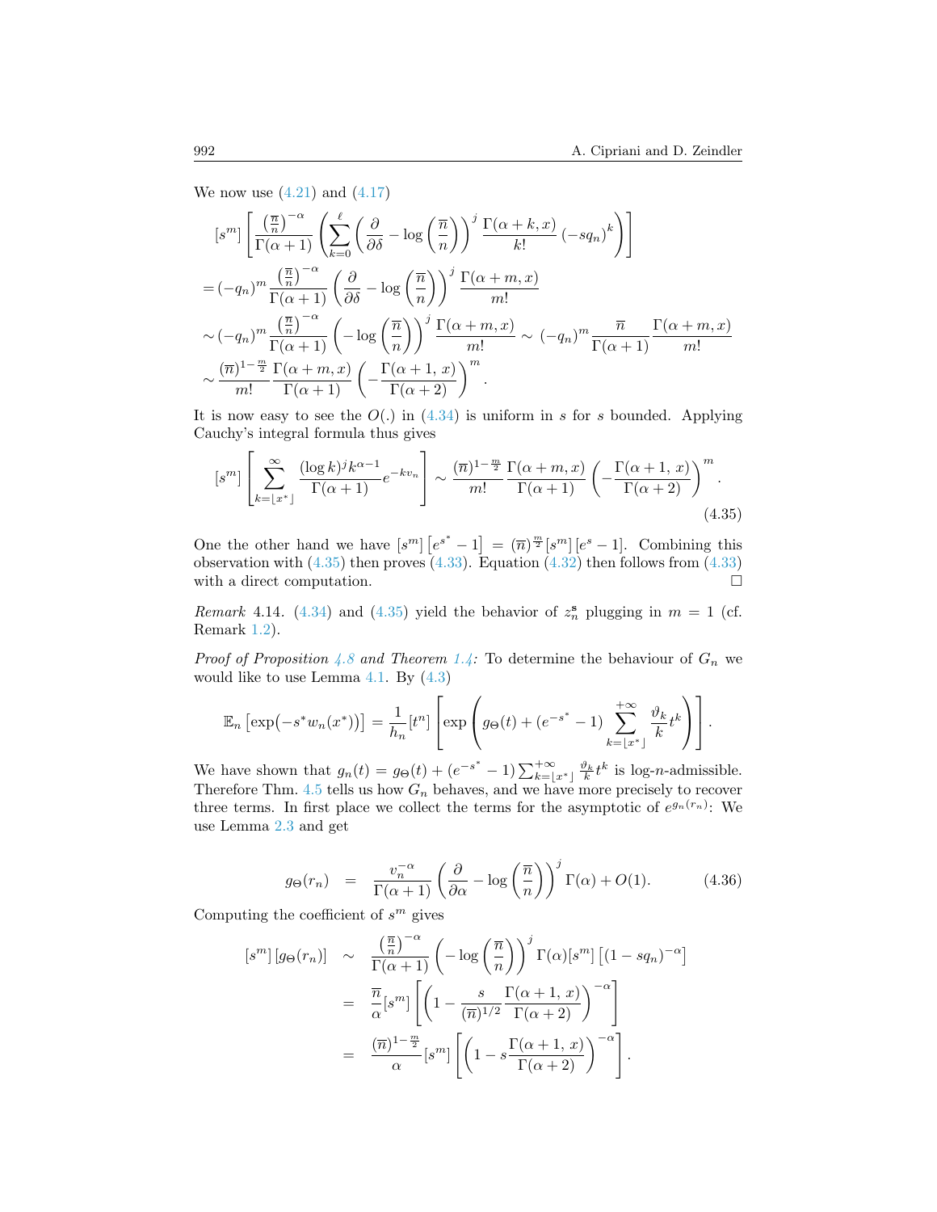We now use (4.21) and (4.17)

$$
\begin{aligned}
&[s^m]\left[\frac{\left(\frac{\overline{n}}{n}\right)^{-\alpha}}{\Gamma(\alpha+1)}\left(\sum_{k=0}^{\ell}\left(\frac{\partial}{\partial\delta}-\log\left(\frac{\overline{n}}{n}\right)\right)^{j}\frac{\Gamma(\alpha+k,x)}{k!}\left(-sq_n\right)^{k}\right)\right]\\
&=(-q_n)^m\frac{\left(\frac{\overline{n}}{n}\right)^{-\alpha}}{\Gamma(\alpha+1)}\left(\frac{\partial}{\partial\delta}-\log\left(\frac{\overline{n}}{n}\right)\right)^{j}\frac{\Gamma(\alpha+m,x)}{m!}\\
&\sim(-q_n)^m\frac{\left(\frac{\overline{n}}{n}\right)^{-\alpha}}{\Gamma(\alpha+1)}\left(-\log\left(\frac{\overline{n}}{n}\right)\right)^{j}\frac{\Gamma(\alpha+m,x)}{m!}\sim(-q_n)^m\frac{\overline{n}}{\Gamma(\alpha+1)}\frac{\Gamma(\alpha+m,x)}{m!}\\
&\sim\frac{(\overline{n})^{1-\frac{m}{2}}}{m!}\frac{\Gamma(\alpha+m,x)}{\Gamma(\alpha+1)}\left(-\frac{\Gamma(\alpha+1,\,x)}{\Gamma(\alpha+2)}\right)^{m}.
\end{aligned}
$$

It is now easy to see the $O(.)$ in (4.34) is uniform in $s$ for $s$ bounded. Applying Cauchy's integral formula thus gives

$$
[s^m]\left[\sum_{k=\lfloor x^*\rfloor}^{\infty}\frac{(\log k)^j k^{\alpha-1}}{\Gamma(\alpha+1)}e^{-kv_n}\right]\sim\frac{(\overline{n})^{1-\frac{m}{2}}}{m!}\frac{\Gamma(\alpha+m,x)}{\Gamma(\alpha+1)}\left(-\frac{\Gamma(\alpha+1,\,x)}{\Gamma(\alpha+2)}\right)^{m}. \tag{4.35}
$$

One the other hand we have $[s^m]\left[e^{s^*}-1\right]=(\overline{n})^{\frac{m}{2}}[s^m]\left[e^{s}-1\right]$. Combining this observation with (4.35) then proves (4.33). Equation (4.32) then follows from (4.33) with a direct computation. □

*Remark* 4.14. (4.34) and (4.35) yield the behavior of $z_n^{\mathbf{s}}$ plugging in $m=1$ (cf. Remark 1.2).

*Proof of Proposition 4.8 and Theorem 1.4:* To determine the behaviour of $G_n$ we would like to use Lemma 4.1. By (4.3)

$$
\mathbb{E}_n\left[\exp\bigl(-s^*w_n(x^*)\bigr)\right]=\frac{1}{h_n}[t^n]\left[\exp\left(g_\Theta(t)+(e^{-s^*}-1)\sum_{k=\lfloor x^*\rfloor}^{+\infty}\frac{\vartheta_k}{k}t^k\right)\right].
$$

We have shown that $g_n(t)=g_\Theta(t)+(e^{-s^*}-1)\sum_{k=\lfloor x^*\rfloor}^{+\infty}\frac{\vartheta_k}{k}t^k$ is log-$n$-admissible. Therefore Thm. 4.5 tells us how $G_n$ behaves, and we have more precisely to recover three terms. In first place we collect the terms for the asymptotic of $e^{g_n(r_n)}$: We use Lemma 2.3 and get

$$
g_\Theta(r_n)\quad=\quad\frac{v_n^{-\alpha}}{\Gamma(\alpha+1)}\left(\frac{\partial}{\partial\alpha}-\log\left(\frac{\overline{n}}{n}\right)\right)^{j}\Gamma(\alpha)+O(1). \tag{4.36}
$$

Computing the coefficient of $s^m$ gives

$$
\begin{aligned}
[s^m]\left[g_\Theta(r_n)\right]&\sim\frac{\left(\frac{\overline{n}}{n}\right)^{-\alpha}}{\Gamma(\alpha+1)}\left(-\log\left(\frac{\overline{n}}{n}\right)\right)^{j}\Gamma(\alpha)[s^m]\left[(1-sq_n)^{-\alpha}\right]\\
&=\frac{\overline{n}}{\alpha}[s^m]\left[\left(1-\frac{s}{(\overline{n})^{1/2}}\frac{\Gamma(\alpha+1,\,x)}{\Gamma(\alpha+2)}\right)^{-\alpha}\right]\\
&=\frac{(\overline{n})^{1-\frac{m}{2}}}{\alpha}[s^m]\left[\left(1-s\frac{\Gamma(\alpha+1,\,x)}{\Gamma(\alpha+2)}\right)^{-\alpha}\right].
\end{aligned}
$$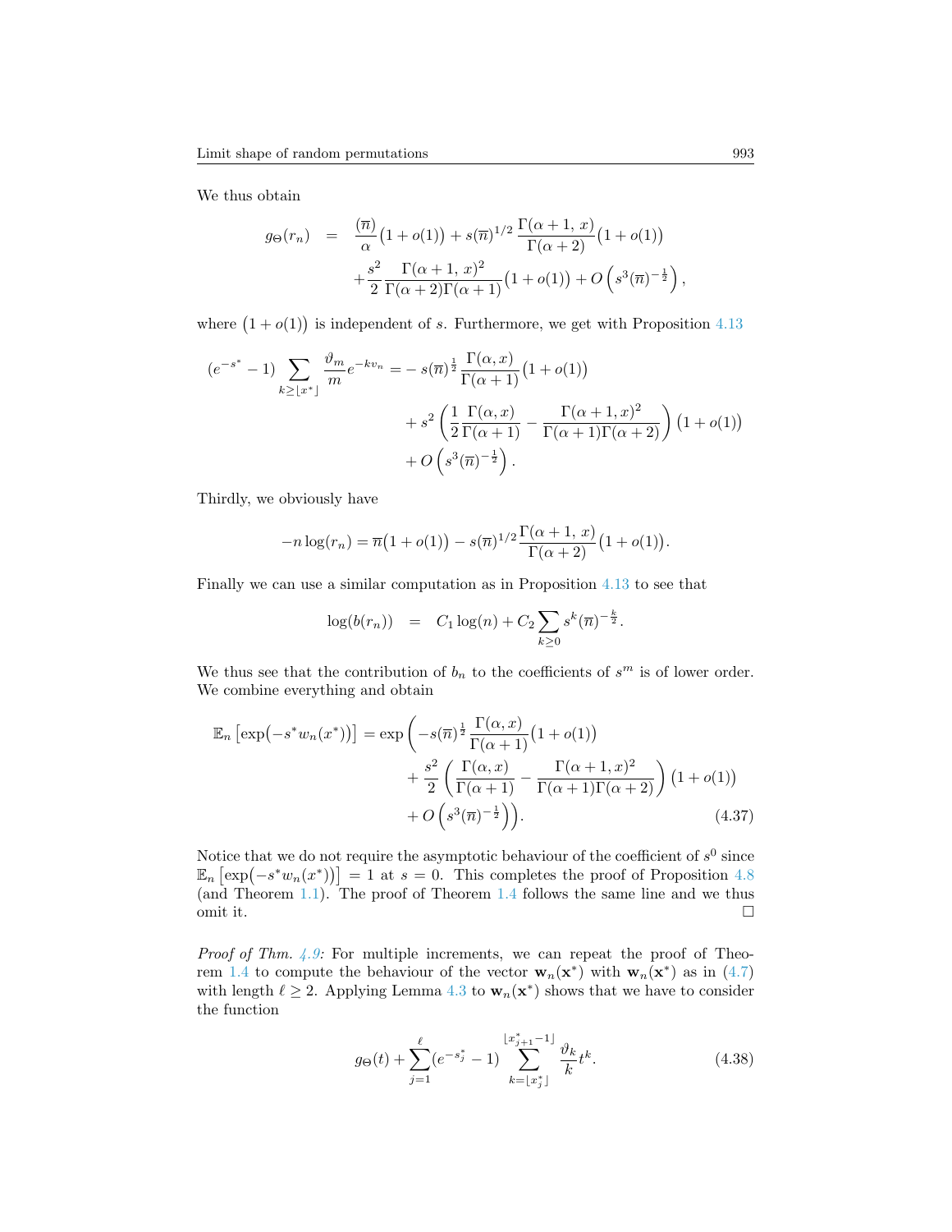We thus obtain

$$
\begin{aligned}
g_\Theta(r_n) \;\; &= \;\; \frac{(\overline{n})}{\alpha}\big(1+o(1)\big) + s(\overline{n})^{1/2}\,\frac{\Gamma(\alpha+1,\,x)}{\Gamma(\alpha+2)}\big(1+o(1)\big) \\
&\quad + \frac{s^2}{2}\,\frac{\Gamma(\alpha+1,\,x)^2}{\Gamma(\alpha+2)\Gamma(\alpha+1)}\big(1+o(1)\big) + O\left(s^3(\overline{n})^{-\frac{1}{2}}\right),
\end{aligned}
$$

where $\big(1+o(1)\big)$ is independent of $s$. Furthermore, we get with Proposition 4.13

$$
\begin{aligned}
(e^{-s^*}-1)\sum_{k\geq\lfloor x^*\rfloor}\frac{\vartheta_m}{m}e^{-kv_n} = &-s(\overline{n})^{\frac{1}{2}}\,\frac{\Gamma(\alpha,x)}{\Gamma(\alpha+1)}\big(1+o(1)\big) \\
&+ s^2\left(\frac{1}{2}\frac{\Gamma(\alpha,x)}{\Gamma(\alpha+1)} - \frac{\Gamma(\alpha+1,x)^2}{\Gamma(\alpha+1)\Gamma(\alpha+2)}\right)\big(1+o(1)\big) \\
&+ O\left(s^3(\overline{n})^{-\frac{1}{2}}\right).
\end{aligned}
$$

Thirdly, we obviously have

$$
-n\log(r_n) = \overline{n}\big(1+o(1)\big) - s(\overline{n})^{1/2}\frac{\Gamma(\alpha+1,\,x)}{\Gamma(\alpha+2)}\big(1+o(1)\big).
$$

Finally we can use a similar computation as in Proposition 4.13 to see that

$$
\log(b(r_n)) \;\; = \;\; C_1\log(n) + C_2\sum_{k\geq 0}s^k(\overline{n})^{-\frac{k}{2}}.
$$

We thus see that the contribution of $b_n$ to the coefficients of $s^m$ is of lower order. We combine everything and obtain

$$
\begin{aligned}
\mathbb{E}_n\left[\exp\big(-s^*w_n(x^*)\big)\right] = \exp\Bigg(&-s(\overline{n})^{\frac{1}{2}}\,\frac{\Gamma(\alpha,x)}{\Gamma(\alpha+1)}\big(1+o(1)\big) \\
&+ \frac{s^2}{2}\left(\frac{\Gamma(\alpha,x)}{\Gamma(\alpha+1)} - \frac{\Gamma(\alpha+1,x)^2}{\Gamma(\alpha+1)\Gamma(\alpha+2)}\right)\big(1+o(1)\big) \\
&+ O\left(s^3(\overline{n})^{-\frac{1}{2}}\right)\Bigg).
\end{aligned}
\tag{4.37}
$$

Notice that we do not require the asymptotic behaviour of the coefficient of $s^0$ since $\mathbb{E}_n\left[\exp\big(-s^*w_n(x^*)\big)\right] = 1$ at $s=0$. This completes the proof of Proposition 4.8 (and Theorem 1.1). The proof of Theorem 1.4 follows the same line and we thus omit it. □

*Proof of Thm. 4.9:* For multiple increments, we can repeat the proof of Theorem 1.4 to compute the behaviour of the vector $\mathbf{w}_n(\mathbf{x}^*)$ with $\mathbf{w}_n(\mathbf{x}^*)$ as in (4.7) with length $\ell\geq 2$. Applying Lemma 4.3 to $\mathbf{w}_n(\mathbf{x}^*)$ shows that we have to consider the function

$$
g_\Theta(t) + \sum_{j=1}^{\ell}(e^{-s_j^*}-1)\sum_{k=\lfloor x_j^*\rfloor}^{\lfloor x_{j+1}^*-1\rfloor}\frac{\vartheta_k}{k}t^k.
\tag{4.38}
$$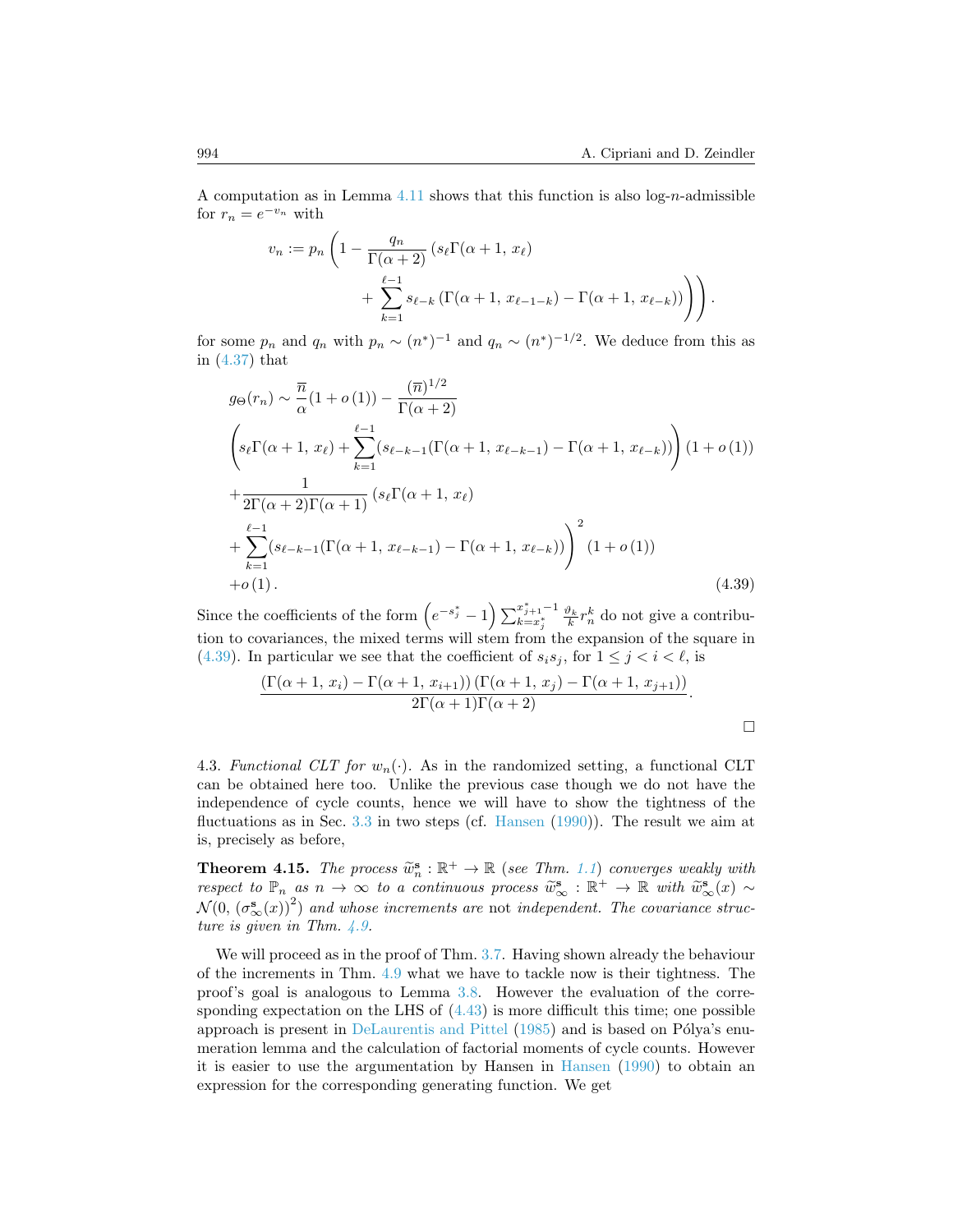A computation as in Lemma 4.11 shows that this function is also log-$n$-admissible for $r_n = e^{-v_n}$ with

$$
v_n := p_n \left(1 - \frac{q_n}{\Gamma(\alpha+2)}\left(s_\ell \Gamma(\alpha+1,\, x_\ell) + \sum_{k=1}^{\ell-1} s_{\ell-k}\left(\Gamma(\alpha+1,\, x_{\ell-1-k}) - \Gamma(\alpha+1,\, x_{\ell-k})\right)\right)\right).
$$

for some $p_n$ and $q_n$ with $p_n \sim (n^*)^{-1}$ and $q_n \sim (n^*)^{-1/2}$. We deduce from this as in (4.37) that

$$
\begin{aligned}
g_\Theta(r_n) &\sim \frac{\overline{n}}{\alpha}(1+o(1)) - \frac{(\overline{n})^{1/2}}{\Gamma(\alpha+2)} \\
&\left(s_\ell \Gamma(\alpha+1,\, x_\ell) + \sum_{k=1}^{\ell-1}(s_{\ell-k-1}(\Gamma(\alpha+1,\, x_{\ell-k-1}) - \Gamma(\alpha+1,\, x_{\ell-k}))\right)(1+o(1)) \\
&+ \frac{1}{2\Gamma(\alpha+2)\Gamma(\alpha+1)}\left(s_\ell \Gamma(\alpha+1,\, x_\ell)\right. \\
&\left. + \sum_{k=1}^{\ell-1}(s_{\ell-k-1}(\Gamma(\alpha+1,\, x_{\ell-k-1}) - \Gamma(\alpha+1,\, x_{\ell-k}))\right)^2 (1+o(1)) \\
&+ o(1).
\end{aligned} \tag{4.39}
$$

Since the coefficients of the form $\left(e^{-s_j^*} - 1\right)\sum_{k=x_j^*}^{x_{j+1}^*-1} \frac{\vartheta_k}{k} r_n^k$ do not give a contribution to covariances, the mixed terms will stem from the expansion of the square in (4.39). In particular we see that the coefficient of $s_i s_j$, for $1 \le j < i < \ell$, is

$$
\frac{\left(\Gamma(\alpha+1,\, x_i) - \Gamma(\alpha+1,\, x_{i+1})\right)\left(\Gamma(\alpha+1,\, x_j) - \Gamma(\alpha+1,\, x_{j+1})\right)}{2\Gamma(\alpha+1)\Gamma(\alpha+2)}.
$$

□

4.3. *Functional CLT for $w_n(\cdot)$.* As in the randomized setting, a functional CLT can be obtained here too. Unlike the previous case though we do not have the independence of cycle counts, hence we will have to show the tightness of the fluctuations as in Sec. 3.3 in two steps (cf. Hansen (1990)). The result we aim at is, precisely as before,

**Theorem 4.15.** *The process $\widetilde{w}_n^{\mathbf{s}} : \mathbb{R}^+ \to \mathbb{R}$ (see Thm. 1.1) converges weakly with respect to $\mathbb{P}_n$ as $n \to \infty$ to a continuous process $\widetilde{w}_\infty^{\mathbf{s}} : \mathbb{R}^+ \to \mathbb{R}$ with $\widetilde{w}_\infty^{\mathbf{s}}(x) \sim \mathcal{N}(0, (\sigma_\infty^{\mathbf{s}}(x))^2)$ and whose increments are* not *independent. The covariance structure is given in Thm. 4.9.*

We will proceed as in the proof of Thm. 3.7. Having shown already the behaviour of the increments in Thm. 4.9 what we have to tackle now is their tightness. The proof's goal is analogous to Lemma 3.8. However the evaluation of the corresponding expectation on the LHS of (4.43) is more difficult this time; one possible approach is present in DeLaurentis and Pittel (1985) and is based on Pólya's enumeration lemma and the calculation of factorial moments of cycle counts. However it is easier to use the argumentation by Hansen in Hansen (1990) to obtain an expression for the corresponding generating function. We get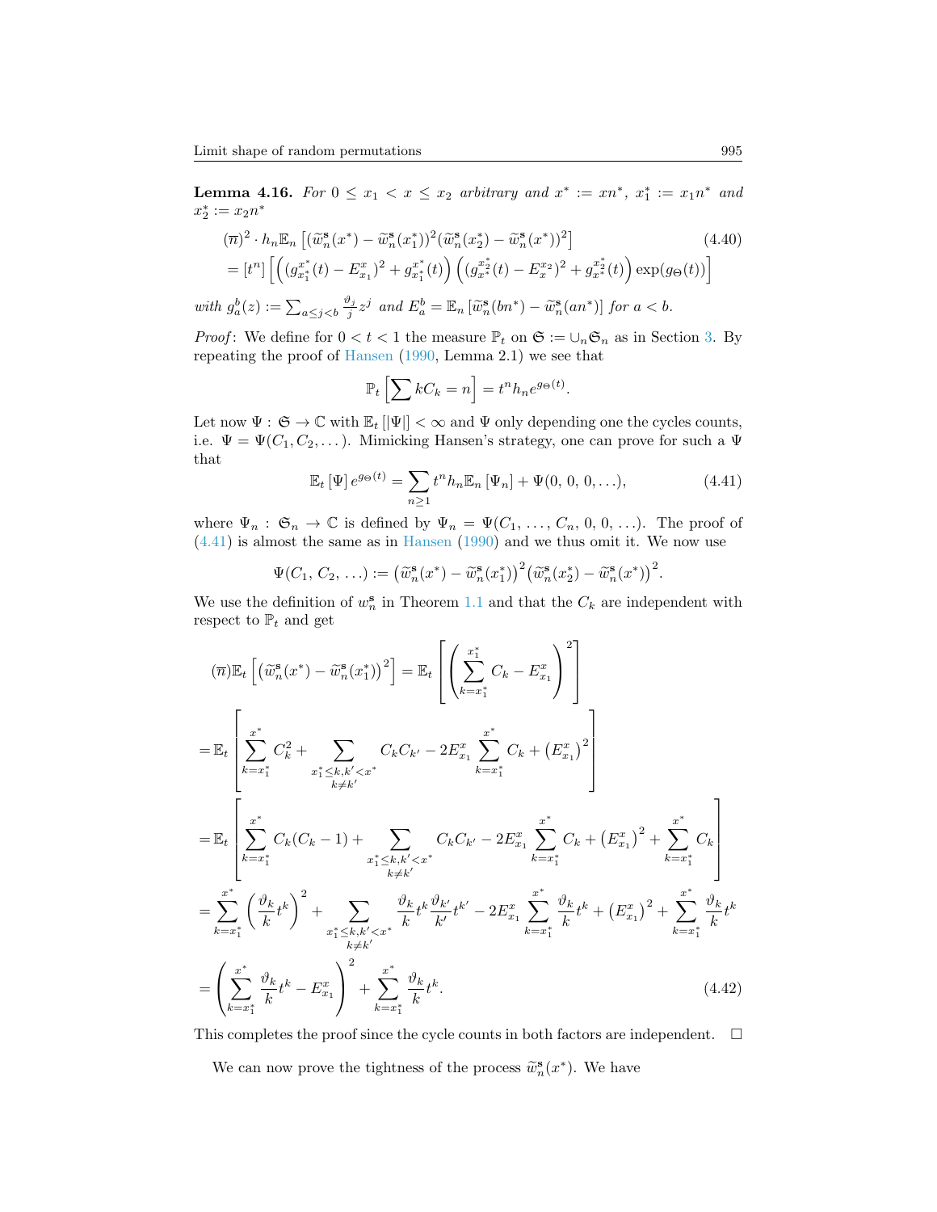**Lemma 4.16.** *For $0 \le x_1 < x \le x_2$ arbitrary and $x^* := xn^*$, $x_1^* := x_1 n^*$ and $x_2^* := x_2 n^*$*

$$
\begin{aligned}
&(\overline{n})^2 \cdot h_n \mathbb{E}_n \left[ (\widetilde{w}_n^{\mathbf{s}}(x^*) - \widetilde{w}_n^{\mathbf{s}}(x_1^*))^2 (\widetilde{w}_n^{\mathbf{s}}(x_2^*) - \widetilde{w}_n^{\mathbf{s}}(x^*))^2 \right] \qquad (4.40)\\
&= [t^n] \left[ \left( (g_{x_1^*}^{x^*}(t) - E_{x_1}^{x})^2 + g_{x_1^*}^{x^*}(t) \right) \left( (g_{x^*}^{x_2^*}(t) - E_{x}^{x_2})^2 + g_{x^*}^{x_2^*}(t) \right) \exp(g_\Theta(t)) \right]
\end{aligned}
$$

*with $g_a^b(z) := \sum_{a \le j < b} \frac{\vartheta_j}{j} z^j$ and $E_a^b = \mathbb{E}_n \left[ \widetilde{w}_n^{\mathbf{s}}(bn^*) - \widetilde{w}_n^{\mathbf{s}}(an^*) \right]$ for $a < b$.*

*Proof*: We define for $0 < t < 1$ the measure $\mathbb{P}_t$ on $\mathfrak{S} := \cup_n \mathfrak{S}_n$ as in Section 3. By repeating the proof of Hansen (1990, Lemma 2.1) we see that

$$
\mathbb{P}_t \left[ \sum k C_k = n \right] = t^n h_n e^{g_\Theta(t)}.
$$

Let now $\Psi : \mathfrak{S} \to \mathbb{C}$ with $\mathbb{E}_t [|\Psi|] < \infty$ and $\Psi$ only depending one the cycles counts, i.e. $\Psi = \Psi(C_1, C_2, \dots)$. Mimicking Hansen's strategy, one can prove for such a $\Psi$ that

$$
\mathbb{E}_t [\Psi] e^{g_\Theta(t)} = \sum_{n \ge 1} t^n h_n \mathbb{E}_n [\Psi_n] + \Psi(0, 0, 0, \dots), \qquad (4.41)
$$

where $\Psi_n : \mathfrak{S}_n \to \mathbb{C}$ is defined by $\Psi_n = \Psi(C_1, \dots, C_n, 0, 0, \dots)$. The proof of (4.41) is almost the same as in Hansen (1990) and we thus omit it. We now use

$$
\Psi(C_1, C_2, \dots) := \left( \widetilde{w}_n^{\mathbf{s}}(x^*) - \widetilde{w}_n^{\mathbf{s}}(x_1^*) \right)^2 \left( \widetilde{w}_n^{\mathbf{s}}(x_2^*) - \widetilde{w}_n^{\mathbf{s}}(x^*) \right)^2.
$$

We use the definition of $w_n^{\mathbf{s}}$ in Theorem 1.1 and that the $C_k$ are independent with respect to $\mathbb{P}_t$ and get

$$
\begin{aligned}
&(\overline{n}) \mathbb{E}_t \left[ \left( \widetilde{w}_n^{\mathbf{s}}(x^*) - \widetilde{w}_n^{\mathbf{s}}(x_1^*) \right)^2 \right] = \mathbb{E}_t \left[ \left( \sum_{k=x_1^*}^{x_1^*} C_k - E_{x_1}^{x} \right)^2 \right] \\
&= \mathbb{E}_t \left[ \sum_{k=x_1^*}^{x^*} C_k^2 + \sum_{\substack{x_1^* \le k, k' < x^* \\ k \ne k'}} C_k C_{k'} - 2E_{x_1}^{x} \sum_{k=x_1^*}^{x^*} C_k + \left( E_{x_1}^{x} \right)^2 \right] \\
&= \mathbb{E}_t \left[ \sum_{k=x_1^*}^{x^*} C_k (C_k - 1) + \sum_{\substack{x_1^* \le k, k' < x^* \\ k \ne k'}} C_k C_{k'} - 2E_{x_1}^{x} \sum_{k=x_1^*}^{x^*} C_k + \left( E_{x_1}^{x} \right)^2 + \sum_{k=x_1^*}^{x^*} C_k \right] \\
&= \sum_{k=x_1^*}^{x^*} \left( \frac{\vartheta_k}{k} t^k \right)^2 + \sum_{\substack{x_1^* \le k, k' < x^* \\ k \ne k'}} \frac{\vartheta_k}{k} t^k \frac{\vartheta_{k'}}{k'} t^{k'} - 2E_{x_1}^{x} \sum_{k=x_1^*}^{x^*} \frac{\vartheta_k}{k} t^k + \left( E_{x_1}^{x} \right)^2 + \sum_{k=x_1^*}^{x^*} \frac{\vartheta_k}{k} t^k \\
&= \left( \sum_{k=x_1^*}^{x^*} \frac{\vartheta_k}{k} t^k - E_{x_1}^{x} \right)^2 + \sum_{k=x_1^*}^{x^*} \frac{\vartheta_k}{k} t^k. \qquad (4.42)
\end{aligned}
$$

This completes the proof since the cycle counts in both factors are independent. □

We can now prove the tightness of the process $\widetilde{w}_n^{\mathbf{s}}(x^*)$. We have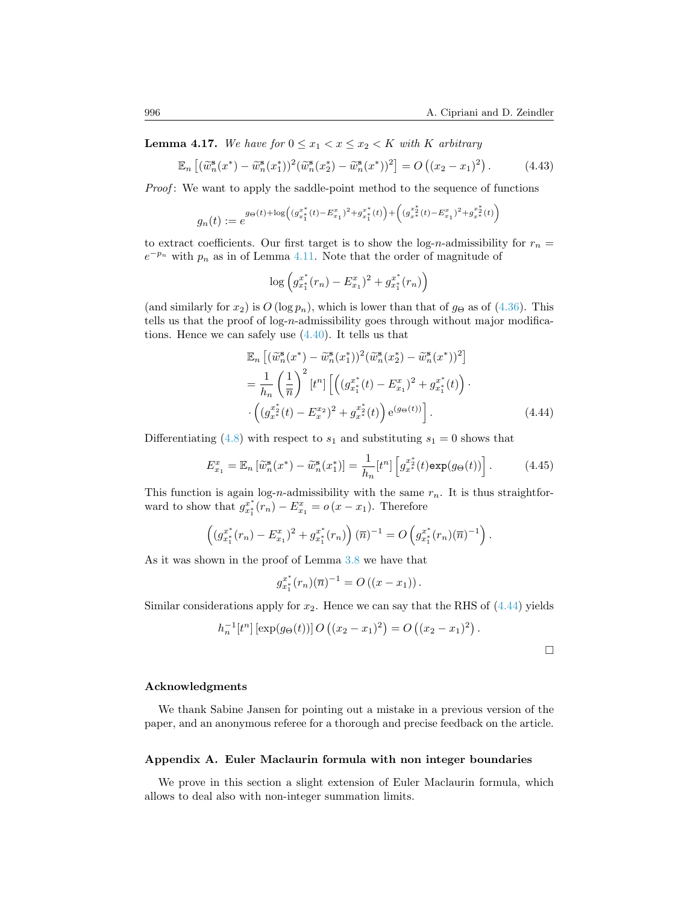**Lemma 4.17.** *We have for $0 \le x_1 < x \le x_2 < K$ with $K$ arbitrary*

$$\mathbb{E}_n\left[(\widetilde{w}_n^{\mathbf{s}}(x^*) - \widetilde{w}_n^{\mathbf{s}}(x_1^*))^2(\widetilde{w}_n^{\mathbf{s}}(x_2^*) - \widetilde{w}_n^{\mathbf{s}}(x^*))^2\right] = O\left((x_2 - x_1)^2\right). \tag{4.43}$$

*Proof*: We want to apply the saddle-point method to the sequence of functions

$$g_n(t) := e^{g_\Theta(t) + \log\left((g_{x_1^*}^{x^*}(t) - E_{x_1}^x)^2 + g_{x_1^*}^{x^*}(t)\right) + \left((g_{x^*}^{x_2^*}(t) - E_{x_1}^x)^2 + g_{x^*}^{x_2^*}(t)\right)}$$

to extract coefficients. Our first target is to show the log-$n$-admissibility for $r_n = e^{-p_n}$ with $p_n$ as in of Lemma 4.11. Note that the order of magnitude of

$$\log\left(g_{x_1^*}^{x^*}(r_n) - E_{x_1}^x\right)^2 + g_{x_1^*}^{x^*}(r_n)\Big)$$

(and similarly for $x_2$) is $O(\log p_n)$, which is lower than that of $g_\Theta$ as of (4.36). This tells us that the proof of log-$n$-admissibility goes through without major modifications. Hence we can safely use (4.40). It tells us that

$$\begin{aligned}
&\mathbb{E}_n\left[(\widetilde{w}_n^{\mathbf{s}}(x^*) - \widetilde{w}_n^{\mathbf{s}}(x_1^*))^2(\widetilde{w}_n^{\mathbf{s}}(x_2^*) - \widetilde{w}_n^{\mathbf{s}}(x^*))^2\right] \\
&= \frac{1}{h_n}\left(\frac{1}{\overline{n}}\right)^2 [t^n]\Big[\left((g_{x_1^*}^{x^*}(t) - E_{x_1}^x)^2 + g_{x_1^*}^{x^*}(t)\right) \cdot \\
&\quad \cdot \left((g_{x^*}^{x_2^*}(t) - E_x^{x_2})^2 + g_{x^*}^{x_2^*}(t)\right) \mathrm{e}^{(g_\Theta(t))}\Big].
\end{aligned} \tag{4.44}$$

Differentiating (4.8) with respect to $s_1$ and substituting $s_1 = 0$ shows that

$$E_{x_1}^x = \mathbb{E}_n\left[\widetilde{w}_n^{\mathbf{s}}(x^*) - \widetilde{w}_n^{\mathbf{s}}(x_1^*)\right] = \frac{1}{h_n}[t^n]\left[g_{x^*}^{x_2^*}(t)\mathtt{exp}(g_\Theta(t))\right]. \tag{4.45}$$

This function is again log-$n$-admissibility with the same $r_n$. It is thus straightforward to show that $g_{x_1^*}^{x^*}(r_n) - E_{x_1}^x = o(x - x_1)$. Therefore

$$\left((g_{x_1^*}^{x^*}(r_n) - E_{x_1}^x)^2 + g_{x_1^*}^{x^*}(r_n)\right)(\overline{n})^{-1} = O\left(g_{x_1^*}^{x^*}(r_n)(\overline{n})^{-1}\right).$$

As it was shown in the proof of Lemma 3.8 we have that

$$g_{x_1^*}^{x^*}(r_n)(\overline{n})^{-1} = O\left((x - x_1)\right).$$

Similar considerations apply for $x_2$. Hence we can say that the RHS of (4.44) yields

$$h_n^{-1}[t^n]\left[\exp(g_\Theta(t))\right] O\left((x_2 - x_1)^2\right) = O\left((x_2 - x_1)^2\right).$$

□

## Acknowledgments

We thank Sabine Jansen for pointing out a mistake in a previous version of the paper, and an anonymous referee for a thorough and precise feedback on the article.

## Appendix A. Euler Maclaurin formula with non integer boundaries

We prove in this section a slight extension of Euler Maclaurin formula, which allows to deal also with non-integer summation limits.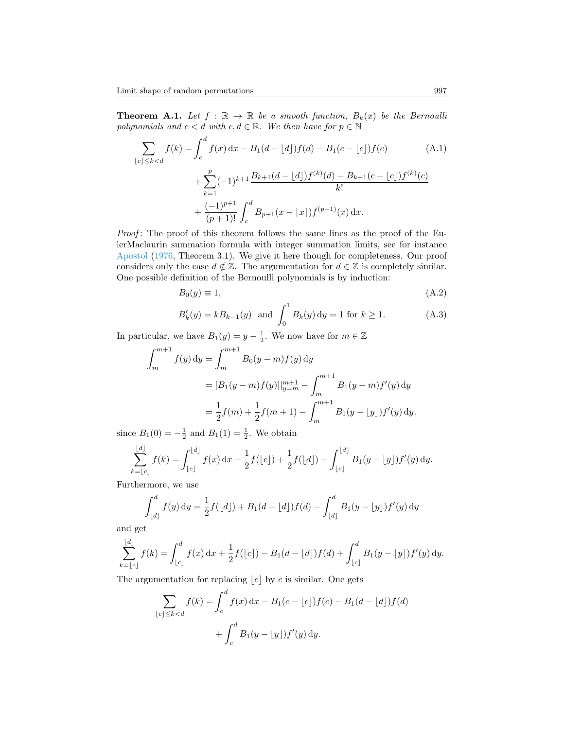**Theorem A.1.** *Let $f : \mathbb{R} \to \mathbb{R}$ be a smooth function, $B_k(x)$ be the Bernoulli polynomials and $c < d$ with $c, d \in \mathbb{R}$. We then have for $p \in \mathbb{N}$*

$$
\begin{aligned}
\sum_{\lfloor c \rfloor \leq k < d} f(k) = \int_c^d f(x)\,\mathrm{d}x - B_1(d - \lfloor d \rfloor) f(d) - B_1(c - \lfloor c \rfloor) f(c) \qquad \text{(A.1)} \\
+ \sum_{k=1}^{p} (-1)^{k+1} \frac{B_{k+1}(d - \lfloor d \rfloor) f^{(k)}(d) - B_{k+1}(c - \lfloor c \rfloor) f^{(k)}(c)}{k!} \\
+ \frac{(-1)^{p+1}}{(p+1)!} \int_c^d B_{p+1}(x - \lfloor x \rfloor) f^{(p+1)}(x)\,\mathrm{d}x.
\end{aligned}
$$

*Proof*: The proof of this theorem follows the same lines as the proof of the EulerMaclaurin summation formula with integer summation limits, see for instance Apostol (1976, Theorem 3.1). We give it here though for completeness. Our proof considers only the case $d \notin \mathbb{Z}$. The argumentation for $d \in \mathbb{Z}$ is completely similar. One possible definition of the Bernoulli polynomials is by induction:

$$
B_0(y) \equiv 1, \tag{A.2}
$$

$$
B_k'(y) = k B_{k-1}(y) \ \text{ and } \int_0^1 B_k(y)\,\mathrm{d}y = 1 \text{ for } k \geq 1. \tag{A.3}
$$

In particular, we have $B_1(y) = y - \frac{1}{2}$. We now have for $m \in \mathbb{Z}$

$$
\begin{aligned}
\int_m^{m+1} f(y)\,\mathrm{d}y &= \int_m^{m+1} B_0(y - m) f(y)\,\mathrm{d}y \\
&= [B_1(y - m) f(y)]|_{y=m}^{m+1} - \int_m^{m+1} B_1(y - m) f'(y)\,\mathrm{d}y \\
&= \frac{1}{2} f(m) + \frac{1}{2} f(m+1) - \int_m^{m+1} B_1(y - \lfloor y \rfloor) f'(y)\,\mathrm{d}y.
\end{aligned}
$$

since $B_1(0) = -\frac{1}{2}$ and $B_1(1) = \frac{1}{2}$. We obtain

$$
\sum_{k=\lfloor c \rfloor}^{\lfloor d \rfloor} f(k) = \int_{\lfloor c \rfloor}^{\lfloor d \rfloor} f(x)\,\mathrm{d}x + \frac{1}{2} f(\lfloor c \rfloor) + \frac{1}{2} f(\lfloor d \rfloor) + \int_{\lfloor c \rfloor}^{\lfloor d \rfloor} B_1(y - \lfloor y \rfloor) f'(y)\,\mathrm{d}y.
$$

Furthermore, we use

$$
\int_{\lfloor d \rfloor}^{d} f(y)\,\mathrm{d}y = \frac{1}{2} f(\lfloor d \rfloor) + B_1(d - \lfloor d \rfloor) f(d) - \int_{\lfloor d \rfloor}^{d} B_1(y - \lfloor y \rfloor) f'(y)\,\mathrm{d}y
$$

and get

$$
\sum_{k=\lfloor c \rfloor}^{\lfloor d \rfloor} f(k) = \int_{\lfloor c \rfloor}^{d} f(x)\,\mathrm{d}x + \frac{1}{2} f(\lfloor c \rfloor) - B_1(d - \lfloor d \rfloor) f(d) + \int_{\lfloor c \rfloor}^{d} B_1(y - \lfloor y \rfloor) f'(y)\,\mathrm{d}y.
$$

The argumentation for replacing $\lfloor c \rfloor$ by $c$ is similar. One gets

$$
\begin{aligned}
\sum_{\lfloor c \rfloor \leq k < d} f(k) = \int_c^d f(x)\,\mathrm{d}x - B_1(c - \lfloor c \rfloor) f(c) - B_1(d - \lfloor d \rfloor) f(d) \\
+ \int_c^d B_1(y - \lfloor y \rfloor) f'(y)\,\mathrm{d}y.
\end{aligned}
$$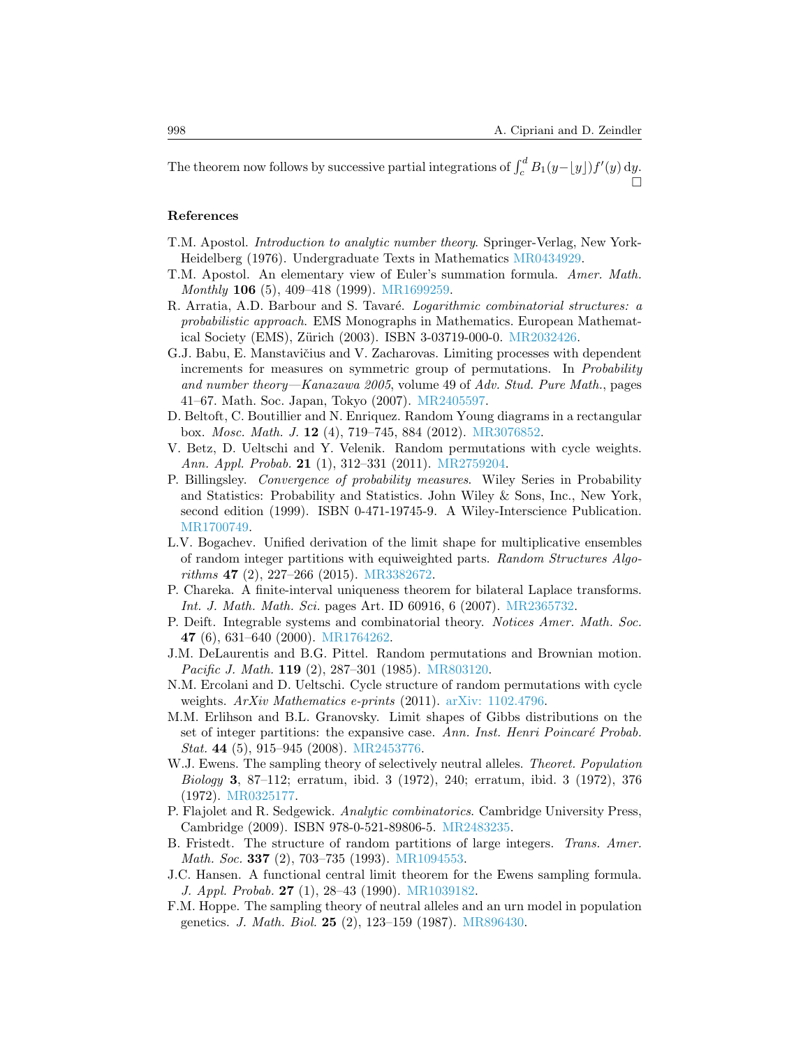The theorem now follows by successive partial integrations of $\int_c^d B_1(y - \lfloor y \rfloor) f'(y)\,\mathrm{d}y$. □

## References

T.M. Apostol. *Introduction to analytic number theory*. Springer-Verlag, New York-Heidelberg (1976). Undergraduate Texts in Mathematics MR0434929.

T.M. Apostol. An elementary view of Euler's summation formula. *Amer. Math. Monthly* **106** (5), 409–418 (1999). MR1699259.

R. Arratia, A.D. Barbour and S. Tavaré. *Logarithmic combinatorial structures: a probabilistic approach*. EMS Monographs in Mathematics. European Mathematical Society (EMS), Zürich (2003). ISBN 3-03719-000-0. MR2032426.

G.J. Babu, E. Manstavičius and V. Zacharovas. Limiting processes with dependent increments for measures on symmetric group of permutations. In *Probability and number theory—Kanazawa 2005*, volume 49 of *Adv. Stud. Pure Math.*, pages 41–67. Math. Soc. Japan, Tokyo (2007). MR2405597.

D. Beltoft, C. Boutillier and N. Enriquez. Random Young diagrams in a rectangular box. *Mosc. Math. J.* **12** (4), 719–745, 884 (2012). MR3076852.

V. Betz, D. Ueltschi and Y. Velenik. Random permutations with cycle weights. *Ann. Appl. Probab.* **21** (1), 312–331 (2011). MR2759204.

P. Billingsley. *Convergence of probability measures*. Wiley Series in Probability and Statistics: Probability and Statistics. John Wiley & Sons, Inc., New York, second edition (1999). ISBN 0-471-19745-9. A Wiley-Interscience Publication. MR1700749.

L.V. Bogachev. Unified derivation of the limit shape for multiplicative ensembles of random integer partitions with equiweighted parts. *Random Structures Algorithms* **47** (2), 227–266 (2015). MR3382672.

P. Chareka. A finite-interval uniqueness theorem for bilateral Laplace transforms. *Int. J. Math. Math. Sci.* pages Art. ID 60916, 6 (2007). MR2365732.

P. Deift. Integrable systems and combinatorial theory. *Notices Amer. Math. Soc.* **47** (6), 631–640 (2000). MR1764262.

J.M. DeLaurentis and B.G. Pittel. Random permutations and Brownian motion. *Pacific J. Math.* **119** (2), 287–301 (1985). MR803120.

N.M. Ercolani and D. Ueltschi. Cycle structure of random permutations with cycle weights. *ArXiv Mathematics e-prints* (2011). arXiv: 1102.4796.

M.M. Erlihson and B.L. Granovsky. Limit shapes of Gibbs distributions on the set of integer partitions: the expansive case. *Ann. Inst. Henri Poincaré Probab. Stat.* **44** (5), 915–945 (2008). MR2453776.

W.J. Ewens. The sampling theory of selectively neutral alleles. *Theoret. Population Biology* **3**, 87–112; erratum, ibid. 3 (1972), 240; erratum, ibid. 3 (1972), 376 (1972). MR0325177.

P. Flajolet and R. Sedgewick. *Analytic combinatorics*. Cambridge University Press, Cambridge (2009). ISBN 978-0-521-89806-5. MR2483235.

B. Fristedt. The structure of random partitions of large integers. *Trans. Amer. Math. Soc.* **337** (2), 703–735 (1993). MR1094553.

J.C. Hansen. A functional central limit theorem for the Ewens sampling formula. *J. Appl. Probab.* **27** (1), 28–43 (1990). MR1039182.

F.M. Hoppe. The sampling theory of neutral alleles and an urn model in population genetics. *J. Math. Biol.* **25** (2), 123–159 (1987). MR896430.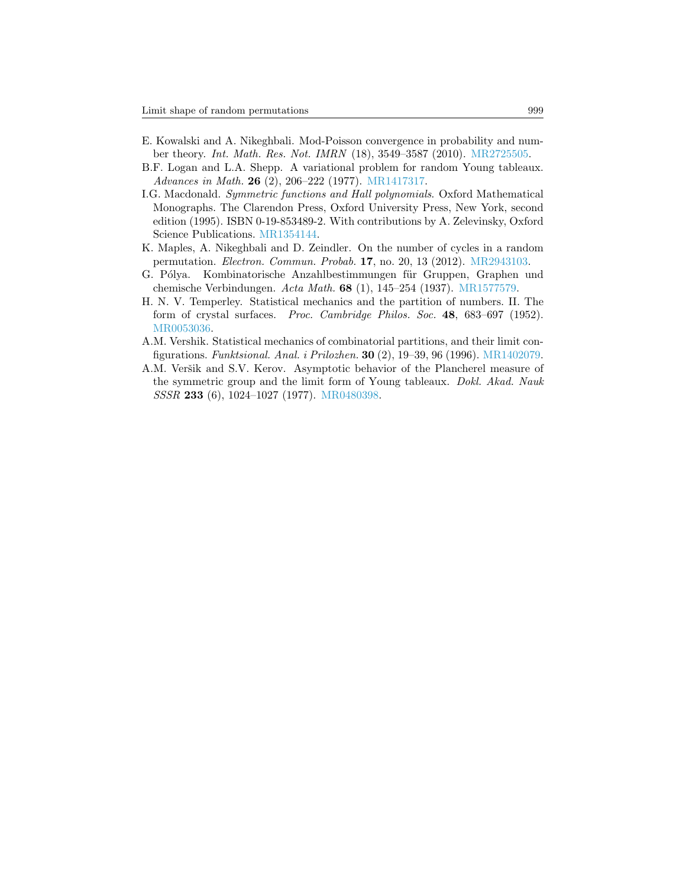E. Kowalski and A. Nikeghbali. Mod-Poisson convergence in probability and number theory. *Int. Math. Res. Not. IMRN* (18), 3549–3587 (2010). MR2725505.

B.F. Logan and L.A. Shepp. A variational problem for random Young tableaux. *Advances in Math.* **26** (2), 206–222 (1977). MR1417317.

I.G. Macdonald. *Symmetric functions and Hall polynomials*. Oxford Mathematical Monographs. The Clarendon Press, Oxford University Press, New York, second edition (1995). ISBN 0-19-853489-2. With contributions by A. Zelevinsky, Oxford Science Publications. MR1354144.

K. Maples, A. Nikeghbali and D. Zeindler. On the number of cycles in a random permutation. *Electron. Commun. Probab.* **17**, no. 20, 13 (2012). MR2943103.

G. Pólya. Kombinatorische Anzahlbestimmungen für Gruppen, Graphen und chemische Verbindungen. *Acta Math.* **68** (1), 145–254 (1937). MR1577579.

H. N. V. Temperley. Statistical mechanics and the partition of numbers. II. The form of crystal surfaces. *Proc. Cambridge Philos. Soc.* **48**, 683–697 (1952). MR0053036.

A.M. Vershik. Statistical mechanics of combinatorial partitions, and their limit configurations. *Funktsional. Anal. i Prilozhen.* **30** (2), 19–39, 96 (1996). MR1402079.

A.M. Veršik and S.V. Kerov. Asymptotic behavior of the Plancherel measure of the symmetric group and the limit form of Young tableaux. *Dokl. Akad. Nauk SSSR* **233** (6), 1024–1027 (1977). MR0480398.